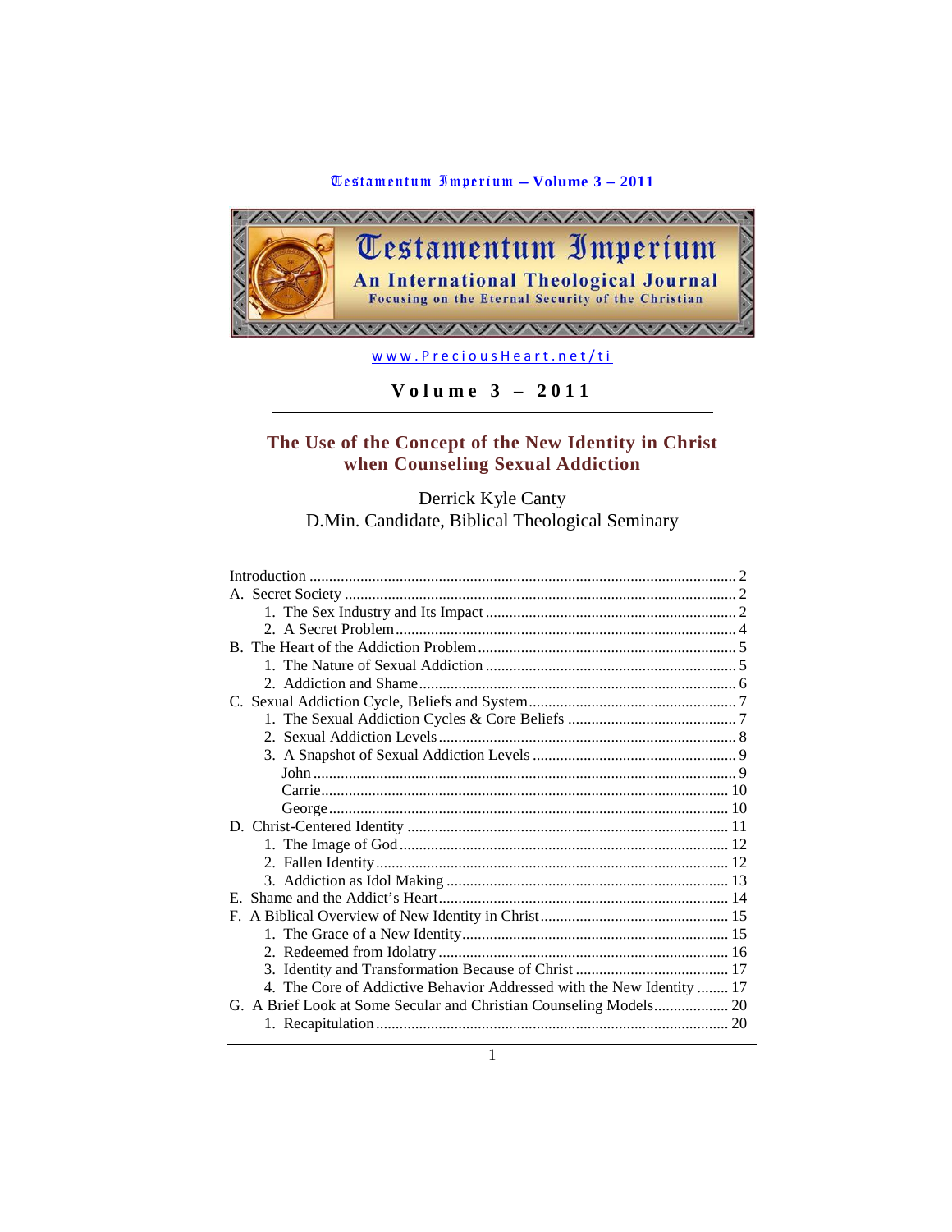# Testamentum Imperium

## An International Theological Journal

Focusing on the Eternal Security of the Christian

www.PreciousHeart.net/ti

**Volume 3 – 2011**

# The Use of the Concept of the New Identity in Christ when Counseling Sexual Addiction

Derrick Kyle Canty
D.Min. Candidate, Biblical Theological Seminary

Introduction ..... 2
A. Secret Society ..... 2
  1. The Sex Industry and Its Impact ..... 2
  2. A Secret Problem ..... 4
B. The Heart of the Addiction Problem ..... 5
  1. The Nature of Sexual Addiction ..... 5
  2. Addiction and Shame ..... 6
C. Sexual Addiction Cycle, Beliefs and System ..... 7
  1. The Sexual Addiction Cycles & Core Beliefs ..... 7
  2. Sexual Addiction Levels ..... 8
  3. A Snapshot of Sexual Addiction Levels ..... 9
    John ..... 9
    Carrie ..... 10
    George ..... 10
D. Christ-Centered Identity ..... 11
  1. The Image of God ..... 12
  2. Fallen Identity ..... 12
  3. Addiction as Idol Making ..... 13
E. Shame and the Addict's Heart ..... 14
F. A Biblical Overview of New Identity in Christ ..... 15
  1. The Grace of a New Identity ..... 15
  2. Redeemed from Idolatry ..... 16
  3. Identity and Transformation Because of Christ ..... 17
  4. The Core of Addictive Behavior Addressed with the New Identity ..... 17
G. A Brief Look at Some Secular and Christian Counseling Models ..... 20
  1. Recapitulation ..... 20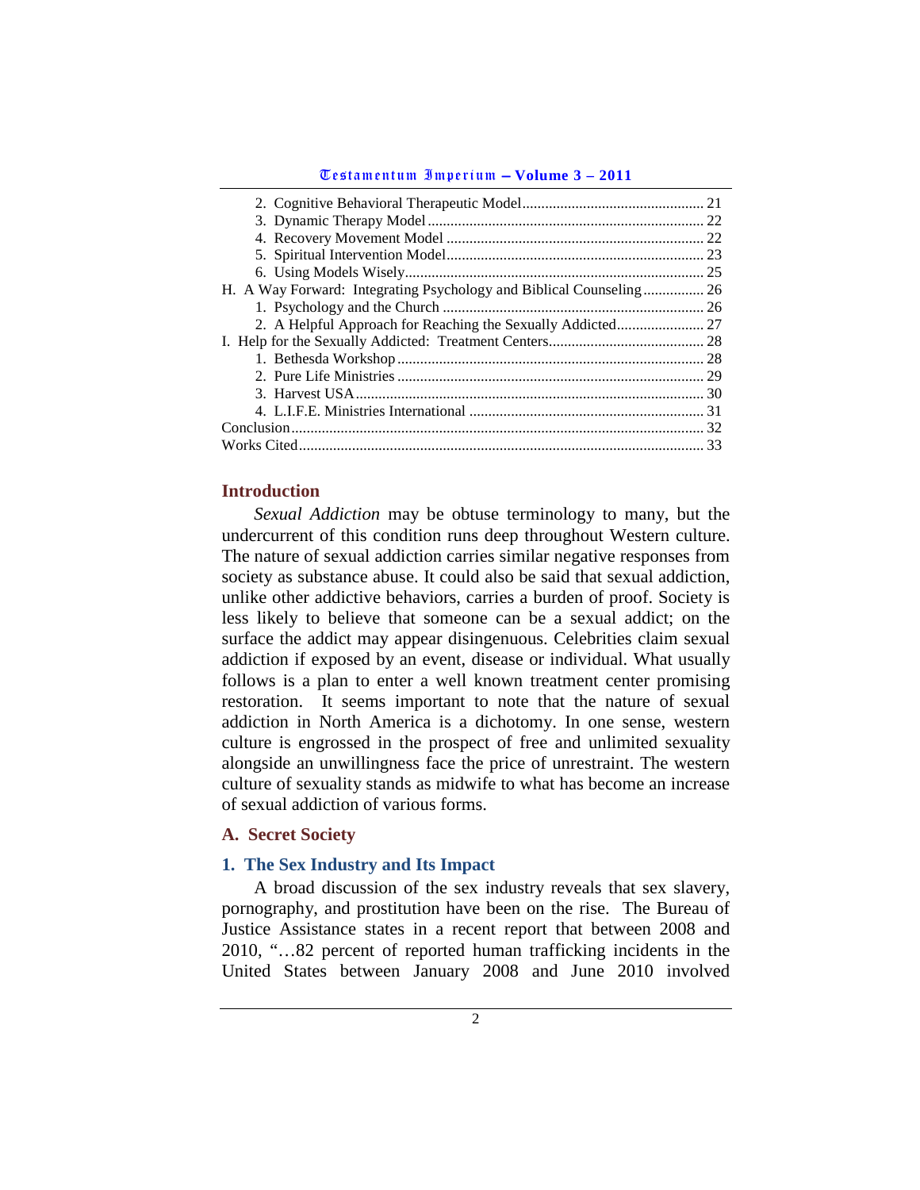2. Cognitive Behavioral Therapeutic Model ............ 21
3. Dynamic Therapy Model ............ 22
4. Recovery Movement Model ............ 22
5. Spiritual Intervention Model ............ 23
6. Using Models Wisely ............ 25

H. A Way Forward: Integrating Psychology and Biblical Counseling ............ 26
1. Psychology and the Church ............ 26
2. A Helpful Approach for Reaching the Sexually Addicted ............ 27

I. Help for the Sexually Addicted: Treatment Centers ............ 28
1. Bethesda Workshop ............ 28
2. Pure Life Ministries ............ 29
3. Harvest USA ............ 30
4. L.I.F.E. Ministries International ............ 31

Conclusion ............ 32

Works Cited ............ 33

## Introduction

*Sexual Addiction* may be obtuse terminology to many, but the undercurrent of this condition runs deep throughout Western culture. The nature of sexual addiction carries similar negative responses from society as substance abuse. It could also be said that sexual addiction, unlike other addictive behaviors, carries a burden of proof. Society is less likely to believe that someone can be a sexual addict; on the surface the addict may appear disingenuous. Celebrities claim sexual addiction if exposed by an event, disease or individual. What usually follows is a plan to enter a well known treatment center promising restoration. It seems important to note that the nature of sexual addiction in North America is a dichotomy. In one sense, western culture is engrossed in the prospect of free and unlimited sexuality alongside an unwillingness face the price of unrestraint. The western culture of sexuality stands as midwife to what has become an increase of sexual addiction of various forms.

## A. Secret Society

### 1. The Sex Industry and Its Impact

A broad discussion of the sex industry reveals that sex slavery, pornography, and prostitution have been on the rise. The Bureau of Justice Assistance states in a recent report that between 2008 and 2010, "…82 percent of reported human trafficking incidents in the United States between January 2008 and June 2010 involved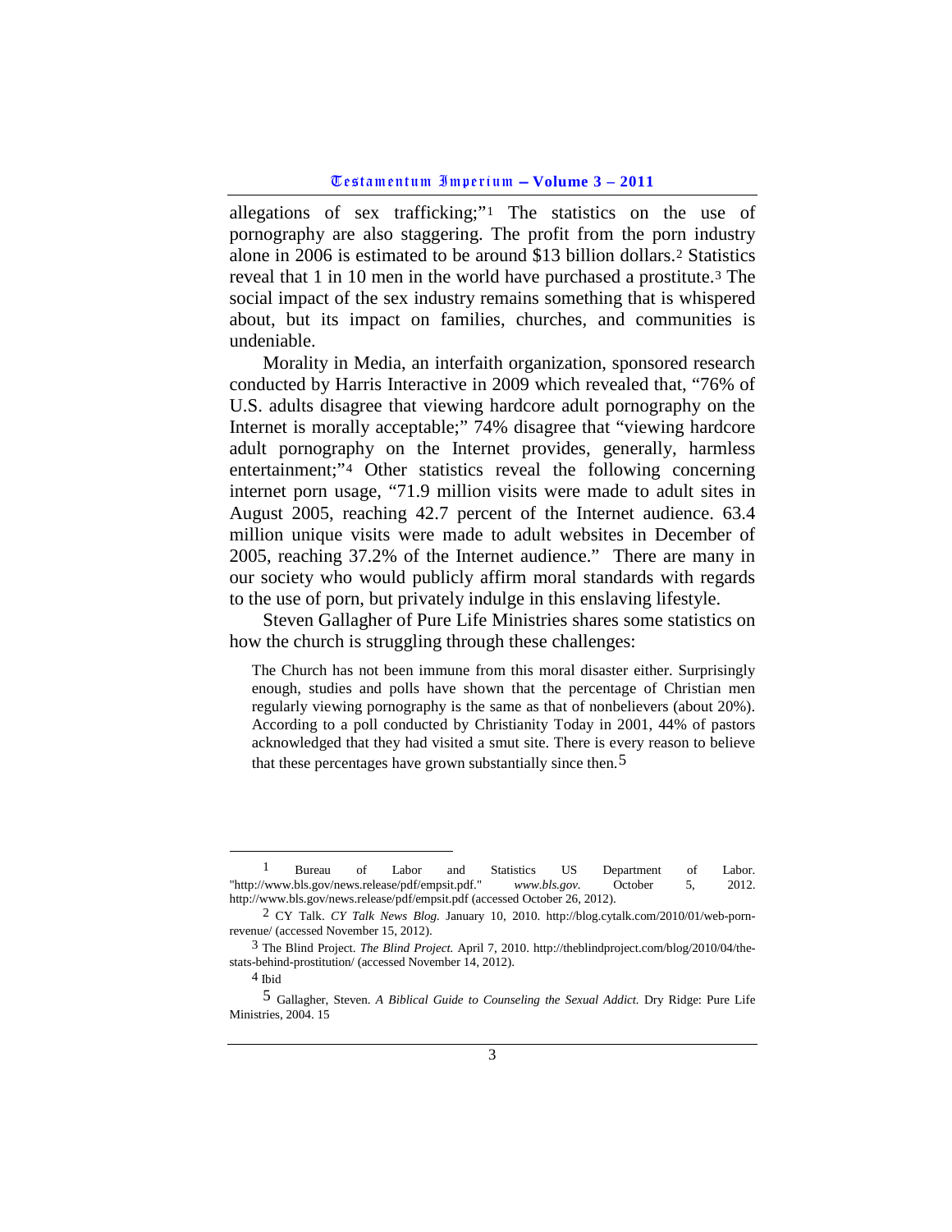allegations of sex trafficking;"[1] The statistics on the use of pornography are also staggering. The profit from the porn industry alone in 2006 is estimated to be around $13 billion dollars.[2] Statistics reveal that 1 in 10 men in the world have purchased a prostitute.[3] The social impact of the sex industry remains something that is whispered about, but its impact on families, churches, and communities is undeniable.

Morality in Media, an interfaith organization, sponsored research conducted by Harris Interactive in 2009 which revealed that, "76% of U.S. adults disagree that viewing hardcore adult pornography on the Internet is morally acceptable;" 74% disagree that "viewing hardcore adult pornography on the Internet provides, generally, harmless entertainment;"[4] Other statistics reveal the following concerning internet porn usage, "71.9 million visits were made to adult sites in August 2005, reaching 42.7 percent of the Internet audience. 63.4 million unique visits were made to adult websites in December of 2005, reaching 37.2% of the Internet audience." There are many in our society who would publicly affirm moral standards with regards to the use of porn, but privately indulge in this enslaving lifestyle.

Steven Gallagher of Pure Life Ministries shares some statistics on how the church is struggling through these challenges:

> The Church has not been immune from this moral disaster either. Surprisingly enough, studies and polls have shown that the percentage of Christian men regularly viewing pornography is the same as that of nonbelievers (about 20%). According to a poll conducted by Christianity Today in 2001, 44% of pastors acknowledged that they had visited a smut site. There is every reason to believe that these percentages have grown substantially since then.[5]

---

[1] Bureau of Labor and Statistics US Department of Labor. "http://www.bls.gov/news.release/pdf/empsit.pdf." *www.bls.gov.* October 5, 2012. http://www.bls.gov/news.release/pdf/empsit.pdf (accessed October 26, 2012).

[2] CY Talk. *CY Talk News Blog.* January 10, 2010. http://blog.cytalk.com/2010/01/web-porn-revenue/ (accessed November 15, 2012).

[3] The Blind Project. *The Blind Project.* April 7, 2010. http://theblindproject.com/blog/2010/04/the-stats-behind-prostitution/ (accessed November 14, 2012).

[4] Ibid

[5] Gallagher, Steven. *A Biblical Guide to Counseling the Sexual Addict.* Dry Ridge: Pure Life Ministries, 2004. 15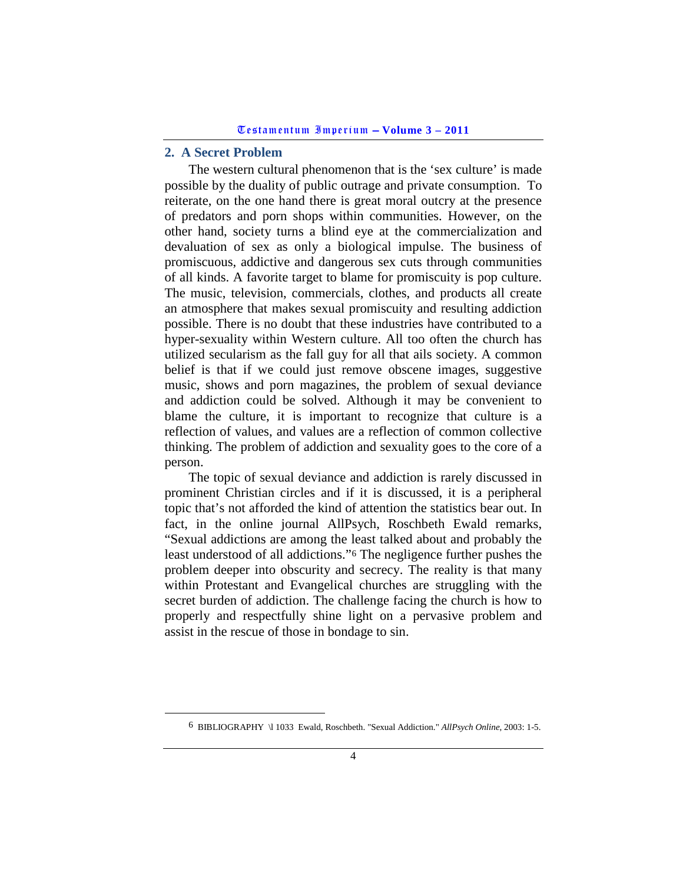## 2. A Secret Problem

The western cultural phenomenon that is the 'sex culture' is made possible by the duality of public outrage and private consumption. To reiterate, on the one hand there is great moral outcry at the presence of predators and porn shops within communities. However, on the other hand, society turns a blind eye at the commercialization and devaluation of sex as only a biological impulse. The business of promiscuous, addictive and dangerous sex cuts through communities of all kinds. A favorite target to blame for promiscuity is pop culture. The music, television, commercials, clothes, and products all create an atmosphere that makes sexual promiscuity and resulting addiction possible. There is no doubt that these industries have contributed to a hyper-sexuality within Western culture. All too often the church has utilized secularism as the fall guy for all that ails society. A common belief is that if we could just remove obscene images, suggestive music, shows and porn magazines, the problem of sexual deviance and addiction could be solved. Although it may be convenient to blame the culture, it is important to recognize that culture is a reflection of values, and values are a reflection of common collective thinking. The problem of addiction and sexuality goes to the core of a person.

The topic of sexual deviance and addiction is rarely discussed in prominent Christian circles and if it is discussed, it is a peripheral topic that's not afforded the kind of attention the statistics bear out. In fact, in the online journal AllPsych, Roschbeth Ewald remarks, "Sexual addictions are among the least talked about and probably the least understood of all addictions."[6] The negligence further pushes the problem deeper into obscurity and secrecy. The reality is that many within Protestant and Evangelical churches are struggling with the secret burden of addiction. The challenge facing the church is how to properly and respectfully shine light on a pervasive problem and assist in the rescue of those in bondage to sin.

---

[6] BIBLIOGRAPHY \l 1033 Ewald, Roschbeth. "Sexual Addiction." *AllPsych Online*, 2003: 1-5.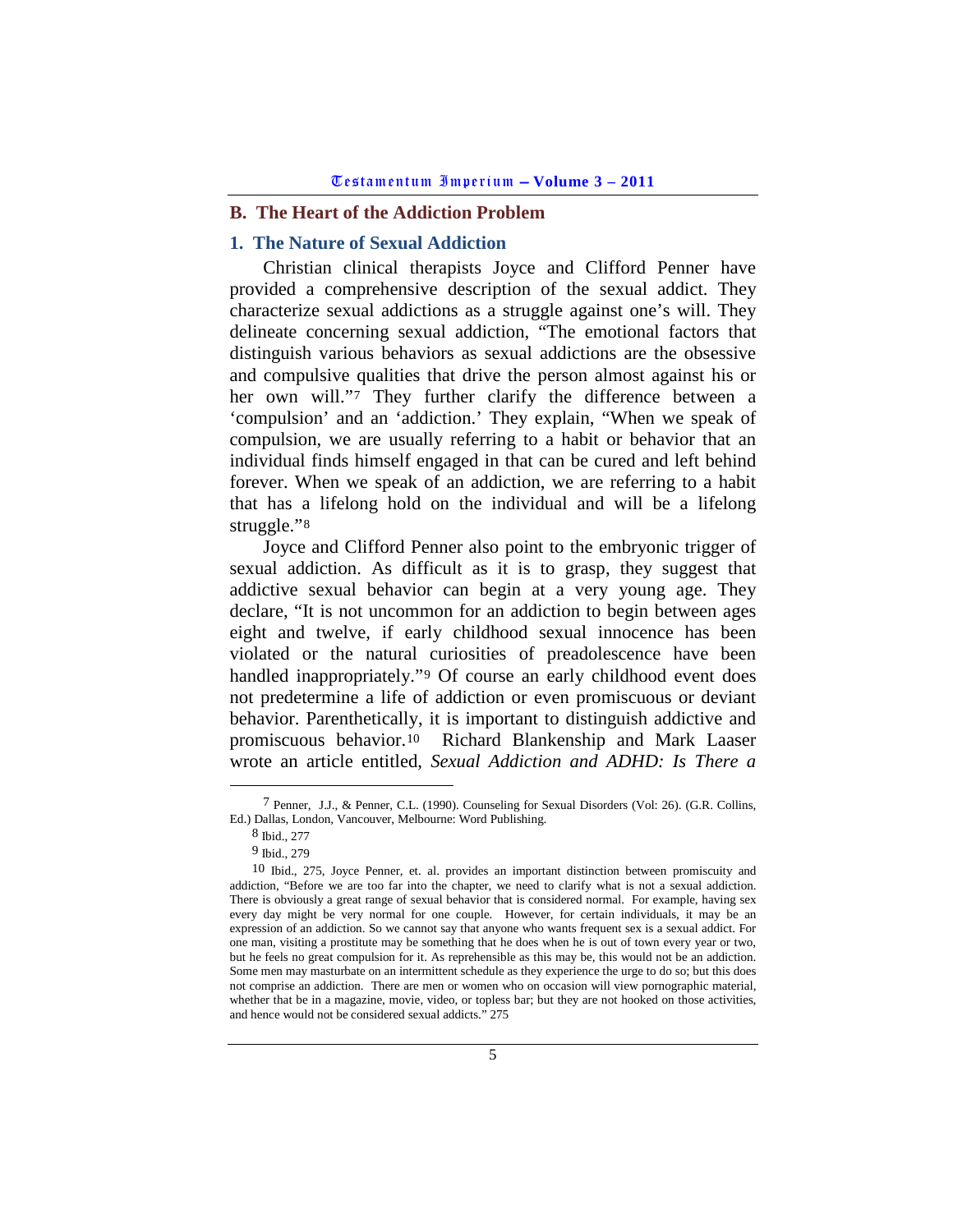## B. The Heart of the Addiction Problem

### 1. The Nature of Sexual Addiction

Christian clinical therapists Joyce and Clifford Penner have provided a comprehensive description of the sexual addict. They characterize sexual addictions as a struggle against one's will. They delineate concerning sexual addiction, "The emotional factors that distinguish various behaviors as sexual addictions are the obsessive and compulsive qualities that drive the person almost against his or her own will."[7] They further clarify the difference between a 'compulsion' and an 'addiction.' They explain, "When we speak of compulsion, we are usually referring to a habit or behavior that an individual finds himself engaged in that can be cured and left behind forever. When we speak of an addiction, we are referring to a habit that has a lifelong hold on the individual and will be a lifelong struggle."[8]

Joyce and Clifford Penner also point to the embryonic trigger of sexual addiction. As difficult as it is to grasp, they suggest that addictive sexual behavior can begin at a very young age. They declare, "It is not uncommon for an addiction to begin between ages eight and twelve, if early childhood sexual innocence has been violated or the natural curiosities of preadolescence have been handled inappropriately."[9] Of course an early childhood event does not predetermine a life of addiction or even promiscuous or deviant behavior. Parenthetically, it is important to distinguish addictive and promiscuous behavior.[10] Richard Blankenship and Mark Laaser wrote an article entitled, *Sexual Addiction and ADHD: Is There a*

---

[7] Penner, J.J., & Penner, C.L. (1990). Counseling for Sexual Disorders (Vol: 26). (G.R. Collins, Ed.) Dallas, London, Vancouver, Melbourne: Word Publishing.

[8] Ibid., 277

[9] Ibid., 279

[10] Ibid., 275, Joyce Penner, et. al. provides an important distinction between promiscuity and addiction, "Before we are too far into the chapter, we need to clarify what is not a sexual addiction. There is obviously a great range of sexual behavior that is considered normal. For example, having sex every day might be very normal for one couple. However, for certain individuals, it may be an expression of an addiction. So we cannot say that anyone who wants frequent sex is a sexual addict. For one man, visiting a prostitute may be something that he does when he is out of town every year or two, but he feels no great compulsion for it. As reprehensible as this may be, this would not be an addiction. Some men may masturbate on an intermittent schedule as they experience the urge to do so; but this does not comprise an addiction. There are men or women who on occasion will view pornographic material, whether that be in a magazine, movie, video, or topless bar; but they are not hooked on those activities, and hence would not be considered sexual addicts." 275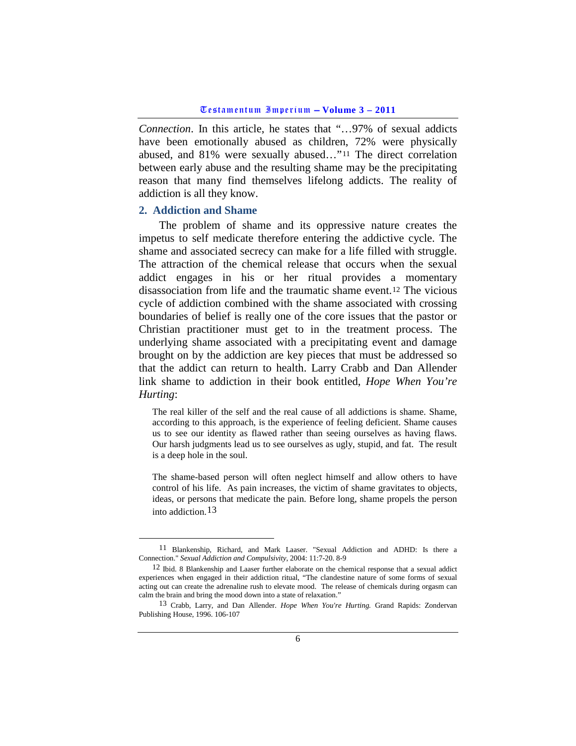*Connection*. In this article, he states that "…97% of sexual addicts have been emotionally abused as children, 72% were physically abused, and 81% were sexually abused…"[11] The direct correlation between early abuse and the resulting shame may be the precipitating reason that many find themselves lifelong addicts. The reality of addiction is all they know.

## 2. Addiction and Shame

The problem of shame and its oppressive nature creates the impetus to self medicate therefore entering the addictive cycle. The shame and associated secrecy can make for a life filled with struggle. The attraction of the chemical release that occurs when the sexual addict engages in his or her ritual provides a momentary disassociation from life and the traumatic shame event.[12] The vicious cycle of addiction combined with the shame associated with crossing boundaries of belief is really one of the core issues that the pastor or Christian practitioner must get to in the treatment process. The underlying shame associated with a precipitating event and damage brought on by the addiction are key pieces that must be addressed so that the addict can return to health. Larry Crabb and Dan Allender link shame to addiction in their book entitled, *Hope When You're Hurting*:

> The real killer of the self and the real cause of all addictions is shame. Shame, according to this approach, is the experience of feeling deficient. Shame causes us to see our identity as flawed rather than seeing ourselves as having flaws. Our harsh judgments lead us to see ourselves as ugly, stupid, and fat. The result is a deep hole in the soul.
>
> The shame-based person will often neglect himself and allow others to have control of his life. As pain increases, the victim of shame gravitates to objects, ideas, or persons that medicate the pain. Before long, shame propels the person into addiction.[13]

---

[11] Blankenship, Richard, and Mark Laaser. "Sexual Addiction and ADHD: Is there a Connection." *Sexual Addiction and Compulsivity*, 2004: 11:7-20. 8-9

[12] Ibid. 8 Blankenship and Laaser further elaborate on the chemical response that a sexual addict experiences when engaged in their addiction ritual, "The clandestine nature of some forms of sexual acting out can create the adrenaline rush to elevate mood. The release of chemicals during orgasm can calm the brain and bring the mood down into a state of relaxation."

[13] Crabb, Larry, and Dan Allender. *Hope When You're Hurting.* Grand Rapids: Zondervan Publishing House, 1996. 106-107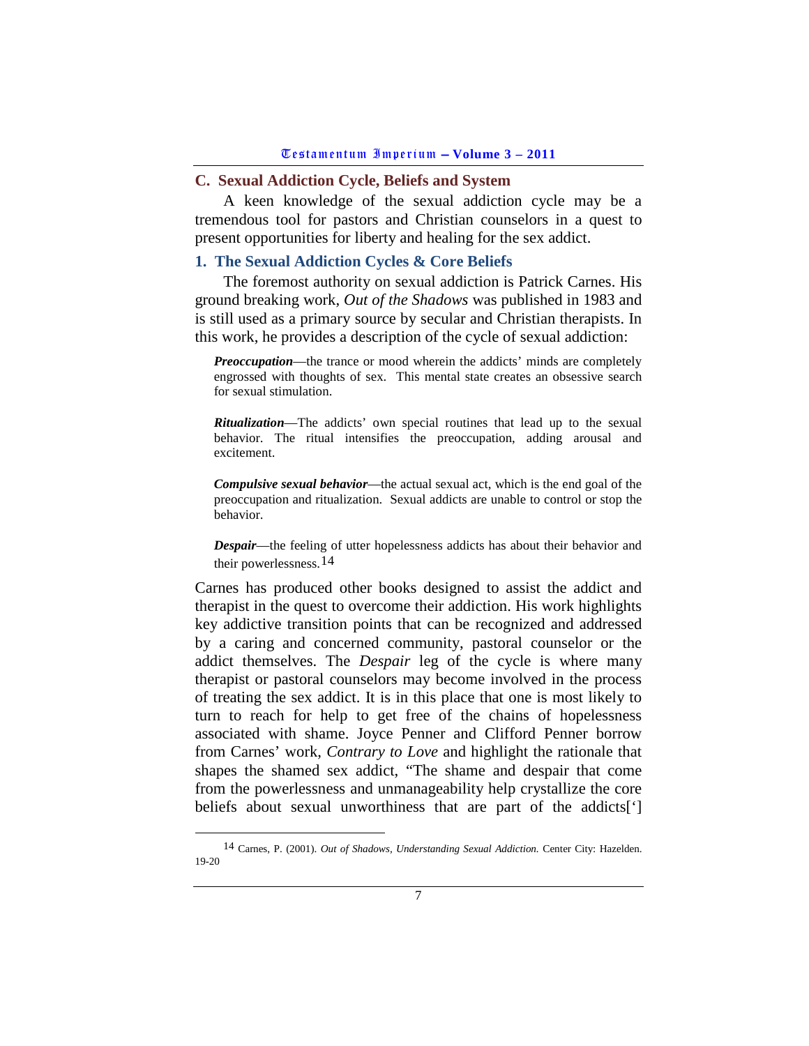## C. Sexual Addiction Cycle, Beliefs and System

A keen knowledge of the sexual addiction cycle may be a tremendous tool for pastors and Christian counselors in a quest to present opportunities for liberty and healing for the sex addict.

### 1. The Sexual Addiction Cycles & Core Beliefs

The foremost authority on sexual addiction is Patrick Carnes. His ground breaking work, *Out of the Shadows* was published in 1983 and is still used as a primary source by secular and Christian therapists. In this work, he provides a description of the cycle of sexual addiction:

> ***Preoccupation***—the trance or mood wherein the addicts' minds are completely engrossed with thoughts of sex. This mental state creates an obsessive search for sexual stimulation.
>
> ***Ritualization***—The addicts' own special routines that lead up to the sexual behavior. The ritual intensifies the preoccupation, adding arousal and excitement.
>
> ***Compulsive sexual behavior***—the actual sexual act, which is the end goal of the preoccupation and ritualization. Sexual addicts are unable to control or stop the behavior.
>
> ***Despair***—the feeling of utter hopelessness addicts has about their behavior and their powerlessness.[14]

Carnes has produced other books designed to assist the addict and therapist in the quest to overcome their addiction. His work highlights key addictive transition points that can be recognized and addressed by a caring and concerned community, pastoral counselor or the addict themselves. The *Despair* leg of the cycle is where many therapist or pastoral counselors may become involved in the process of treating the sex addict. It is in this place that one is most likely to turn to reach for help to get free of the chains of hopelessness associated with shame. Joyce Penner and Clifford Penner borrow from Carnes' work, *Contrary to Love* and highlight the rationale that shapes the shamed sex addict, "The shame and despair that come from the powerlessness and unmanageability help crystallize the core beliefs about sexual unworthiness that are part of the addicts[']

---

[14] Carnes, P. (2001). *Out of Shadows, Understanding Sexual Addiction.* Center City: Hazelden. 19-20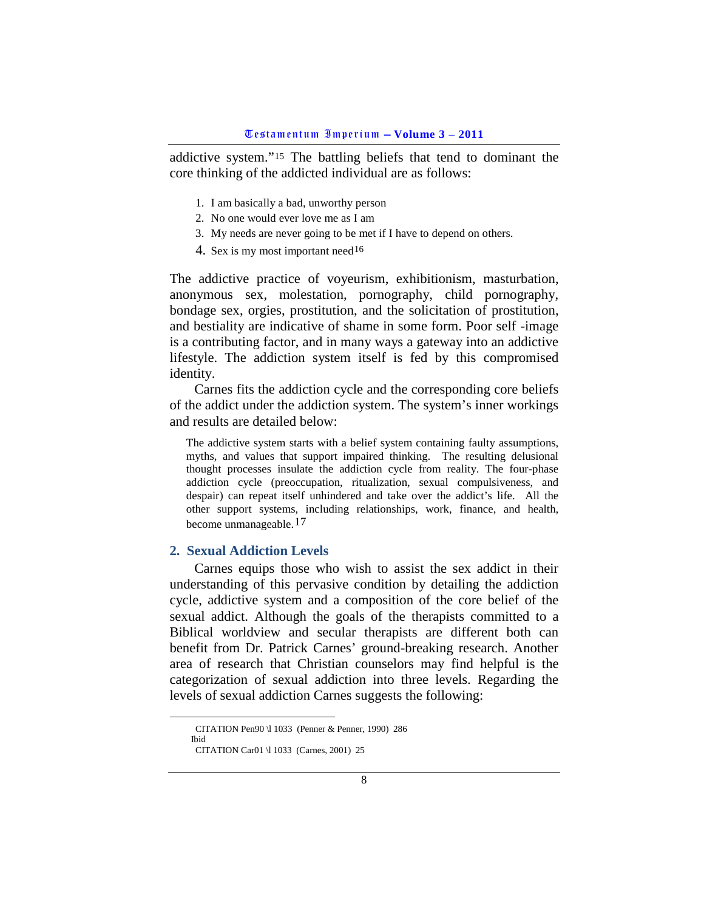addictive system."[15] The battling beliefs that tend to dominant the core thinking of the addicted individual are as follows:

1. I am basically a bad, unworthy person
2. No one would ever love me as I am
3. My needs are never going to be met if I have to depend on others.
4. Sex is my most important need[16]

The addictive practice of voyeurism, exhibitionism, masturbation, anonymous sex, molestation, pornography, child pornography, bondage sex, orgies, prostitution, and the solicitation of prostitution, and bestiality are indicative of shame in some form. Poor self -image is a contributing factor, and in many ways a gateway into an addictive lifestyle. The addiction system itself is fed by this compromised identity.

Carnes fits the addiction cycle and the corresponding core beliefs of the addict under the addiction system. The system's inner workings and results are detailed below:

> The addictive system starts with a belief system containing faulty assumptions, myths, and values that support impaired thinking. The resulting delusional thought processes insulate the addiction cycle from reality. The four-phase addiction cycle (preoccupation, ritualization, sexual compulsiveness, and despair) can repeat itself unhindered and take over the addict's life. All the other support systems, including relationships, work, finance, and health, become unmanageable.[17]

## 2. Sexual Addiction Levels

Carnes equips those who wish to assist the sex addict in their understanding of this pervasive condition by detailing the addiction cycle, addictive system and a composition of the core belief of the sexual addict. Although the goals of the therapists committed to a Biblical worldview and secular therapists are different both can benefit from Dr. Patrick Carnes' ground-breaking research. Another area of research that Christian counselors may find helpful is the categorization of sexual addiction into three levels. Regarding the levels of sexual addiction Carnes suggests the following:

---

CITATION Pen90 \l 1033 (Penner & Penner, 1990) 286

Ibid

CITATION Car01 \l 1033 (Carnes, 2001) 25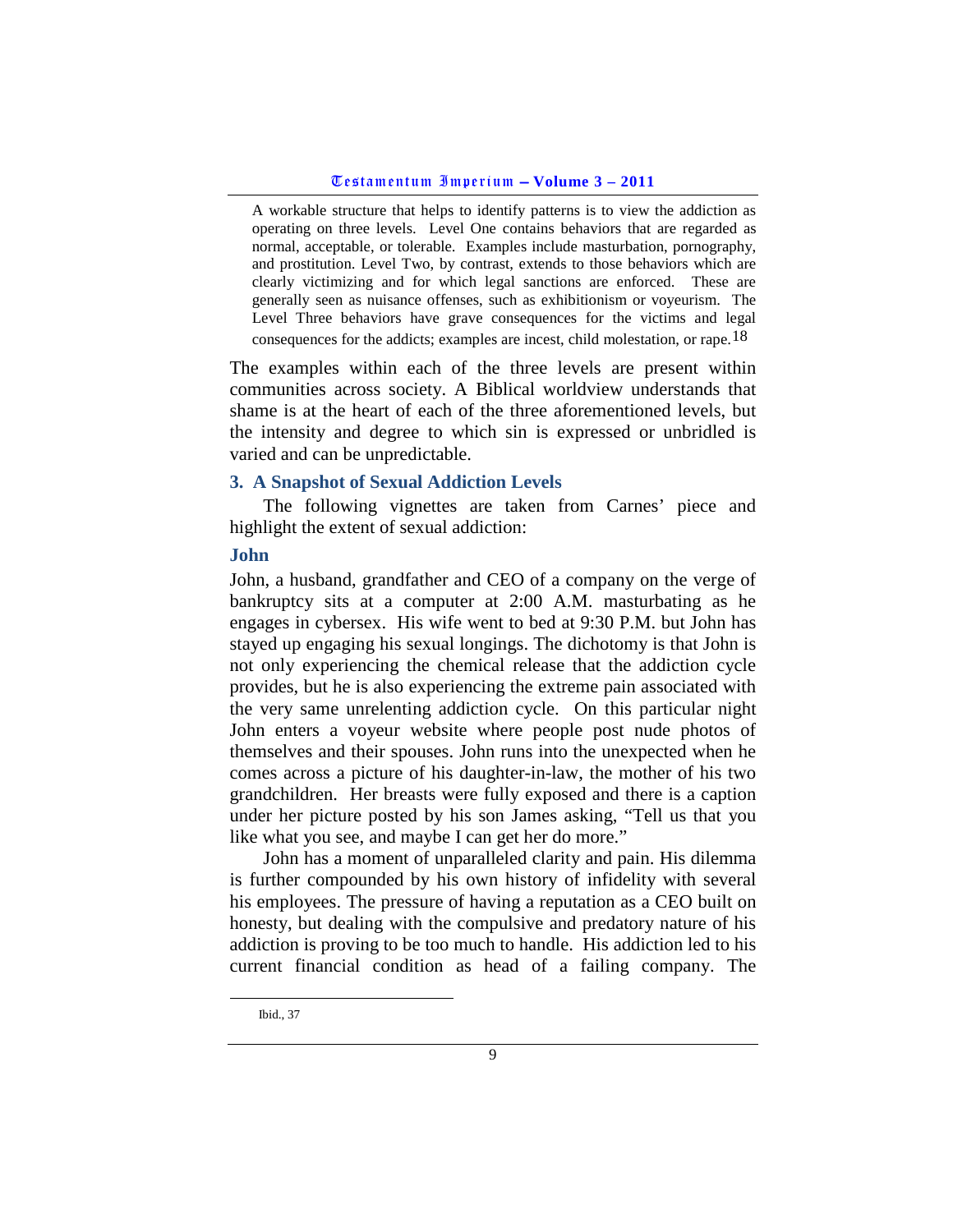> A workable structure that helps to identify patterns is to view the addiction as operating on three levels. Level One contains behaviors that are regarded as normal, acceptable, or tolerable. Examples include masturbation, pornography, and prostitution. Level Two, by contrast, extends to those behaviors which are clearly victimizing and for which legal sanctions are enforced. These are generally seen as nuisance offenses, such as exhibitionism or voyeurism. The Level Three behaviors have grave consequences for the victims and legal consequences for the addicts; examples are incest, child molestation, or rape.[18]

The examples within each of the three levels are present within communities across society. A Biblical worldview understands that shame is at the heart of each of the three aforementioned levels, but the intensity and degree to which sin is expressed or unbridled is varied and can be unpredictable.

### 3. A Snapshot of Sexual Addiction Levels

The following vignettes are taken from Carnes' piece and highlight the extent of sexual addiction:

#### John

John, a husband, grandfather and CEO of a company on the verge of bankruptcy sits at a computer at 2:00 A.M. masturbating as he engages in cybersex. His wife went to bed at 9:30 P.M. but John has stayed up engaging his sexual longings. The dichotomy is that John is not only experiencing the chemical release that the addiction cycle provides, but he is also experiencing the extreme pain associated with the very same unrelenting addiction cycle. On this particular night John enters a voyeur website where people post nude photos of themselves and their spouses. John runs into the unexpected when he comes across a picture of his daughter-in-law, the mother of his two grandchildren. Her breasts were fully exposed and there is a caption under her picture posted by his son James asking, "Tell us that you like what you see, and maybe I can get her do more."

John has a moment of unparalleled clarity and pain. His dilemma is further compounded by his own history of infidelity with several his employees. The pressure of having a reputation as a CEO built on honesty, but dealing with the compulsive and predatory nature of his addiction is proving to be too much to handle. His addiction led to his current financial condition as head of a failing company. The

---

[18] Ibid., 37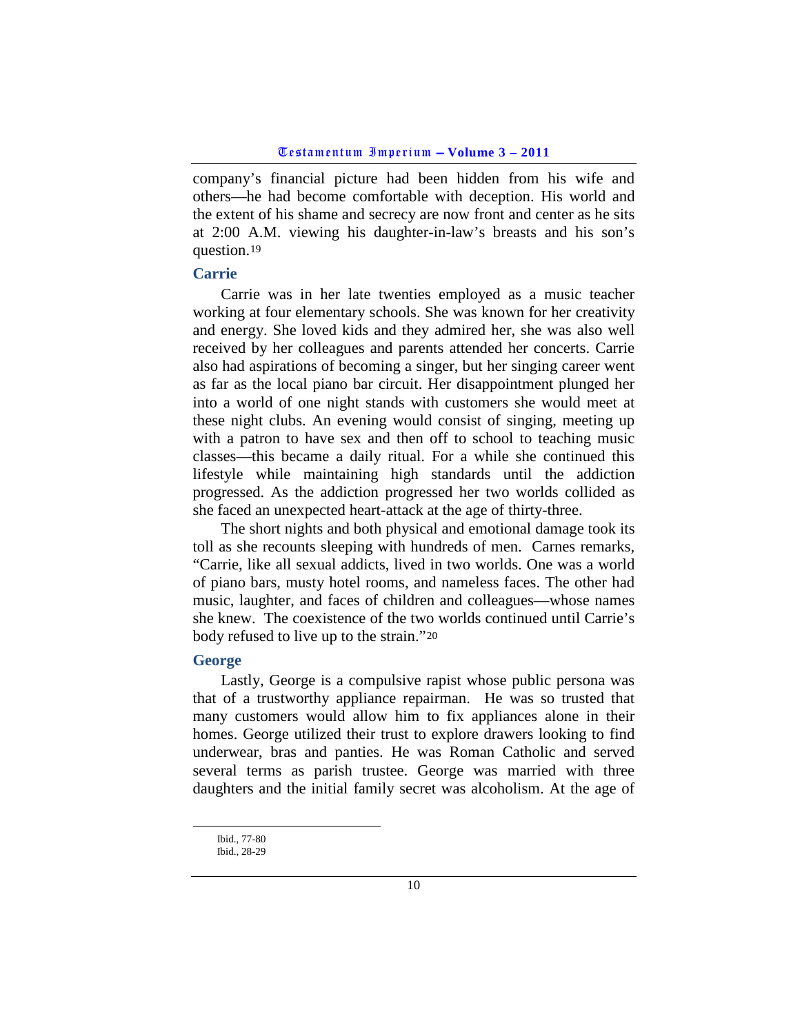company's financial picture had been hidden from his wife and others—he had become comfortable with deception. His world and the extent of his shame and secrecy are now front and center as he sits at 2:00 A.M. viewing his daughter-in-law's breasts and his son's question.[19]

### Carrie

Carrie was in her late twenties employed as a music teacher working at four elementary schools. She was known for her creativity and energy. She loved kids and they admired her, she was also well received by her colleagues and parents attended her concerts. Carrie also had aspirations of becoming a singer, but her singing career went as far as the local piano bar circuit. Her disappointment plunged her into a world of one night stands with customers she would meet at these night clubs. An evening would consist of singing, meeting up with a patron to have sex and then off to school to teaching music classes—this became a daily ritual. For a while she continued this lifestyle while maintaining high standards until the addiction progressed. As the addiction progressed her two worlds collided as she faced an unexpected heart-attack at the age of thirty-three.

The short nights and both physical and emotional damage took its toll as she recounts sleeping with hundreds of men. Carnes remarks, "Carrie, like all sexual addicts, lived in two worlds. One was a world of piano bars, musty hotel rooms, and nameless faces. The other had music, laughter, and faces of children and colleagues—whose names she knew. The coexistence of the two worlds continued until Carrie's body refused to live up to the strain."[20]

### George

Lastly, George is a compulsive rapist whose public persona was that of a trustworthy appliance repairman. He was so trusted that many customers would allow him to fix appliances alone in their homes. George utilized their trust to explore drawers looking to find underwear, bras and panties. He was Roman Catholic and served several terms as parish trustee. George was married with three daughters and the initial family secret was alcoholism. At the age of

---

Ibid., 77-80

Ibid., 28-29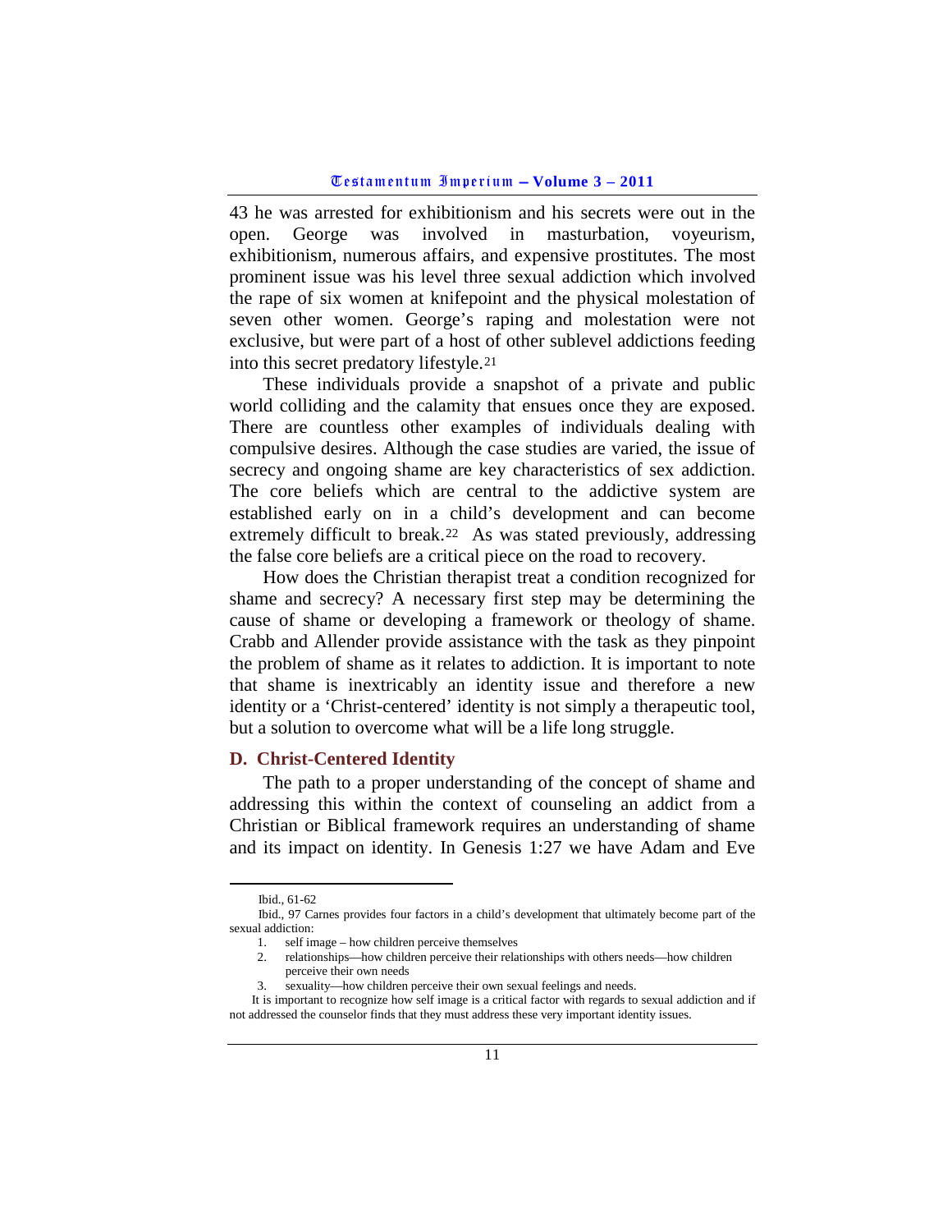43 he was arrested for exhibitionism and his secrets were out in the open. George was involved in masturbation, voyeurism, exhibitionism, numerous affairs, and expensive prostitutes. The most prominent issue was his level three sexual addiction which involved the rape of six women at knifepoint and the physical molestation of seven other women. George's raping and molestation were not exclusive, but were part of a host of other sublevel addictions feeding into this secret predatory lifestyle.[21]

These individuals provide a snapshot of a private and public world colliding and the calamity that ensues once they are exposed. There are countless other examples of individuals dealing with compulsive desires. Although the case studies are varied, the issue of secrecy and ongoing shame are key characteristics of sex addiction. The core beliefs which are central to the addictive system are established early on in a child's development and can become extremely difficult to break.[22] As was stated previously, addressing the false core beliefs are a critical piece on the road to recovery.

How does the Christian therapist treat a condition recognized for shame and secrecy? A necessary first step may be determining the cause of shame or developing a framework or theology of shame. Crabb and Allender provide assistance with the task as they pinpoint the problem of shame as it relates to addiction. It is important to note that shame is inextricably an identity issue and therefore a new identity or a 'Christ-centered' identity is not simply a therapeutic tool, but a solution to overcome what will be a life long struggle.

## D. Christ-Centered Identity

The path to a proper understanding of the concept of shame and addressing this within the context of counseling an addict from a Christian or Biblical framework requires an understanding of shame and its impact on identity. In Genesis 1:27 we have Adam and Eve

---

Ibid., 61-62

Ibid., 97 Carnes provides four factors in a child's development that ultimately become part of the sexual addiction:

1. self image – how children perceive themselves
2. relationships—how children perceive their relationships with others needs—how children perceive their own needs
3. sexuality—how children perceive their own sexual feelings and needs.

It is important to recognize how self image is a critical factor with regards to sexual addiction and if not addressed the counselor finds that they must address these very important identity issues.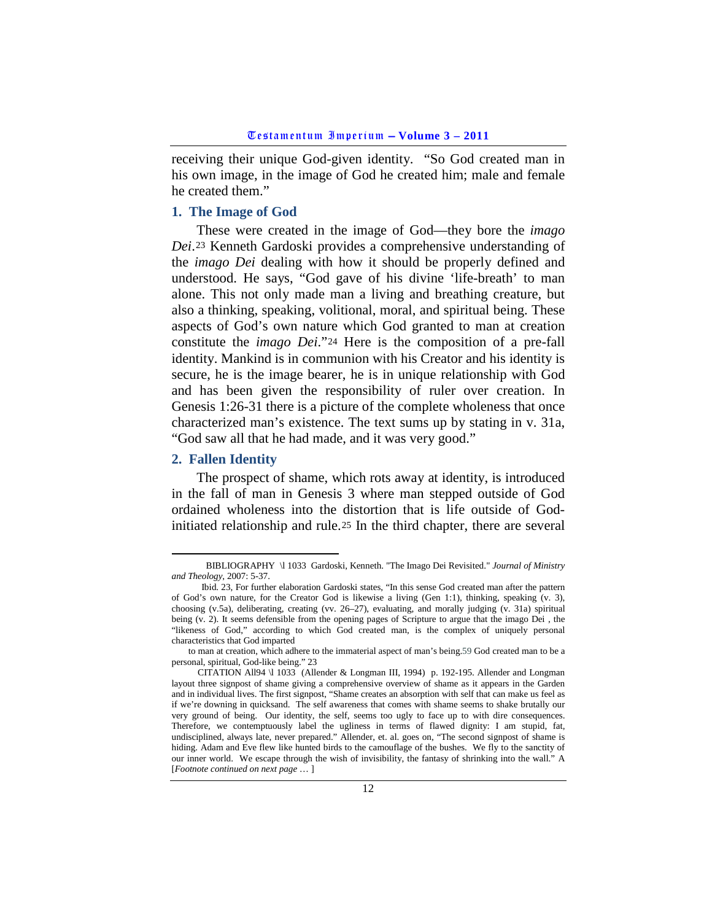receiving their unique God-given identity. "So God created man in his own image, in the image of God he created him; male and female he created them."

## 1. The Image of God

These were created in the image of God—they bore the *imago Dei*.[23] Kenneth Gardoski provides a comprehensive understanding of the *imago Dei* dealing with how it should be properly defined and understood. He says, "God gave of his divine 'life-breath' to man alone. This not only made man a living and breathing creature, but also a thinking, speaking, volitional, moral, and spiritual being. These aspects of God's own nature which God granted to man at creation constitute the *imago Dei*."[24] Here is the composition of a pre-fall identity. Mankind is in communion with his Creator and his identity is secure, he is the image bearer, he is in unique relationship with God and has been given the responsibility of ruler over creation. In Genesis 1:26-31 there is a picture of the complete wholeness that once characterized man's existence. The text sums up by stating in v. 31a, "God saw all that he had made, and it was very good."

## 2. Fallen Identity

The prospect of shame, which rots away at identity, is introduced in the fall of man in Genesis 3 where man stepped outside of God ordained wholeness into the distortion that is life outside of God-initiated relationship and rule.[25] In the third chapter, there are several

---

BIBLIOGRAPHY \l 1033 Gardoski, Kenneth. "The Imago Dei Revisited." *Journal of Ministry and Theology*, 2007: 5-37.

Ibid. 23, For further elaboration Gardoski states, "In this sense God created man after the pattern of God's own nature, for the Creator God is likewise a living (Gen 1:1), thinking, speaking (v. 3), choosing (v.5a), deliberating, creating (vv. 26–27), evaluating, and morally judging (v. 31a) spiritual being (v. 2). It seems defensible from the opening pages of Scripture to argue that the imago Dei , the "likeness of God," according to which God created man, is the complex of uniquely personal characteristics that God imparted

to man at creation, which adhere to the immaterial aspect of man's being.59 God created man to be a personal, spiritual, God-like being." 23

CITATION All94 \l 1033 (Allender & Longman III, 1994) p. 192-195. Allender and Longman layout three signpost of shame giving a comprehensive overview of shame as it appears in the Garden and in individual lives. The first signpost, "Shame creates an absorption with self that can make us feel as if we're downing in quicksand. The self awareness that comes with shame seems to shake brutally our very ground of being. Our identity, the self, seems too ugly to face up to with dire consequences. Therefore, we contemptuously label the ugliness in terms of flawed dignity: I am stupid, fat, undisciplined, always late, never prepared." Allender, et. al. goes on, "The second signpost of shame is hiding. Adam and Eve flew like hunted birds to the camouflage of the bushes. We fly to the sanctity of our inner world. We escape through the wish of invisibility, the fantasy of shrinking into the wall." A [*Footnote continued on next page …* ]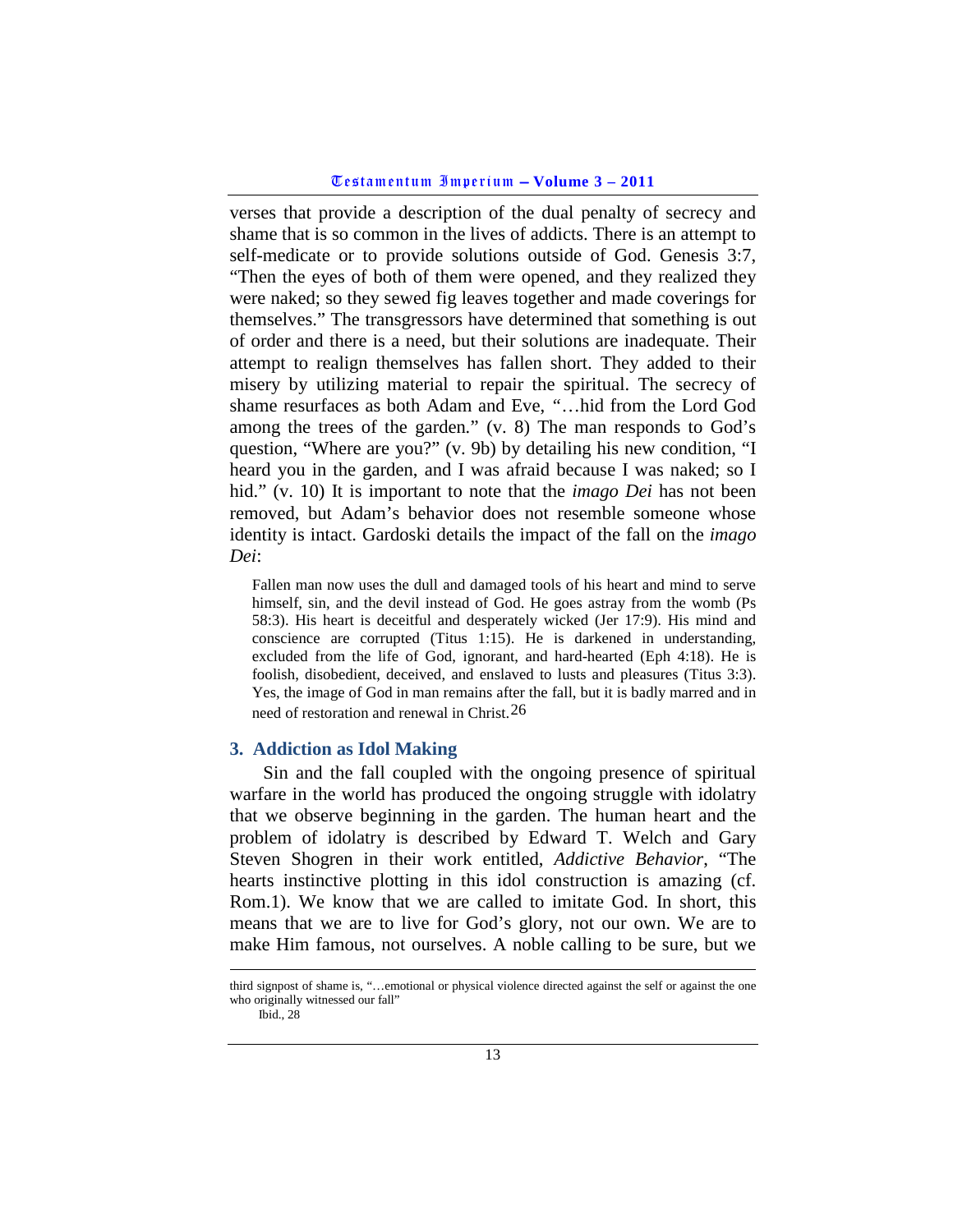verses that provide a description of the dual penalty of secrecy and shame that is so common in the lives of addicts. There is an attempt to self-medicate or to provide solutions outside of God. Genesis 3:7, "Then the eyes of both of them were opened, and they realized they were naked; so they sewed fig leaves together and made coverings for themselves." The transgressors have determined that something is out of order and there is a need, but their solutions are inadequate. Their attempt to realign themselves has fallen short. They added to their misery by utilizing material to repair the spiritual. The secrecy of shame resurfaces as both Adam and Eve, "…hid from the Lord God among the trees of the garden." (v. 8) The man responds to God's question, "Where are you?" (v. 9b) by detailing his new condition, "I heard you in the garden, and I was afraid because I was naked; so I hid." (v. 10) It is important to note that the *imago Dei* has not been removed, but Adam's behavior does not resemble someone whose identity is intact. Gardoski details the impact of the fall on the *imago Dei*:

> Fallen man now uses the dull and damaged tools of his heart and mind to serve himself, sin, and the devil instead of God. He goes astray from the womb (Ps 58:3). His heart is deceitful and desperately wicked (Jer 17:9). His mind and conscience are corrupted (Titus 1:15). He is darkened in understanding, excluded from the life of God, ignorant, and hard-hearted (Eph 4:18). He is foolish, disobedient, deceived, and enslaved to lusts and pleasures (Titus 3:3). Yes, the image of God in man remains after the fall, but it is badly marred and in need of restoration and renewal in Christ.[26]

## 3. Addiction as Idol Making

Sin and the fall coupled with the ongoing presence of spiritual warfare in the world has produced the ongoing struggle with idolatry that we observe beginning in the garden. The human heart and the problem of idolatry is described by Edward T. Welch and Gary Steven Shogren in their work entitled, *Addictive Behavior*, "The hearts instinctive plotting in this idol construction is amazing (cf. Rom.1). We know that we are called to imitate God. In short, this means that we are to live for God's glory, not our own. We are to make Him famous, not ourselves. A noble calling to be sure, but we

---

third signpost of shame is, "…emotional or physical violence directed against the self or against the one who originally witnessed our fall"

Ibid., 28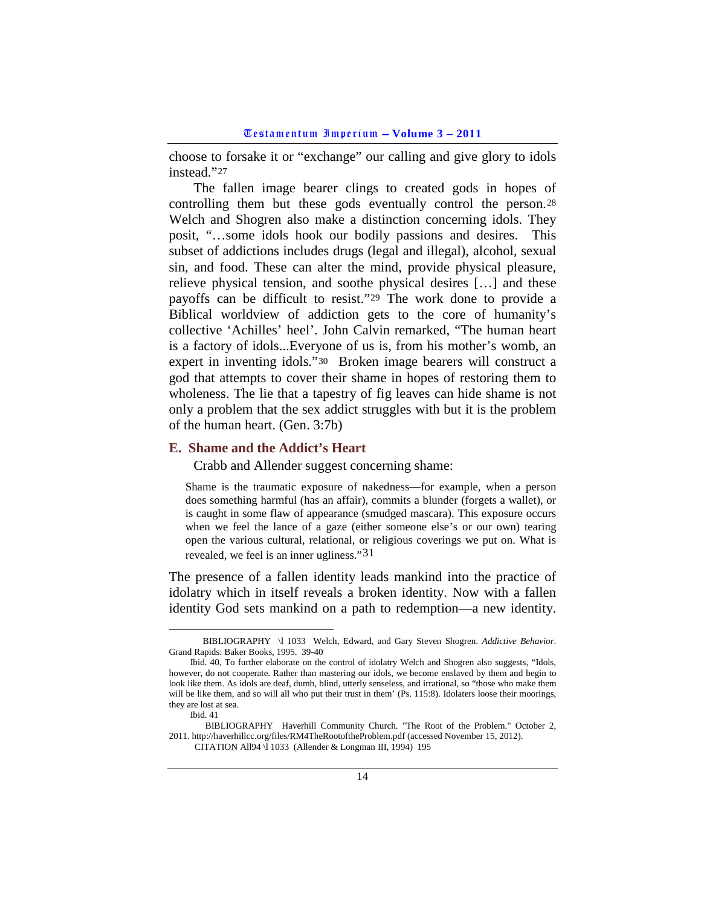choose to forsake it or "exchange" our calling and give glory to idols instead."[27]

The fallen image bearer clings to created gods in hopes of controlling them but these gods eventually control the person.[28] Welch and Shogren also make a distinction concerning idols. They posit, "…some idols hook our bodily passions and desires. This subset of addictions includes drugs (legal and illegal), alcohol, sexual sin, and food. These can alter the mind, provide physical pleasure, relieve physical tension, and soothe physical desires […] and these payoffs can be difficult to resist."[29] The work done to provide a Biblical worldview of addiction gets to the core of humanity's collective 'Achilles' heel'. John Calvin remarked, "The human heart is a factory of idols...Everyone of us is, from his mother's womb, an expert in inventing idols."[30] Broken image bearers will construct a god that attempts to cover their shame in hopes of restoring them to wholeness. The lie that a tapestry of fig leaves can hide shame is not only a problem that the sex addict struggles with but it is the problem of the human heart. (Gen. 3:7b)

### E. Shame and the Addict's Heart

Crabb and Allender suggest concerning shame:

> Shame is the traumatic exposure of nakedness—for example, when a person does something harmful (has an affair), commits a blunder (forgets a wallet), or is caught in some flaw of appearance (smudged mascara). This exposure occurs when we feel the lance of a gaze (either someone else's or our own) tearing open the various cultural, relational, or religious coverings we put on. What is revealed, we feel is an inner ugliness."[31]

The presence of a fallen identity leads mankind into the practice of idolatry which in itself reveals a broken identity. Now with a fallen identity God sets mankind on a path to redemption—a new identity.

---

BIBLIOGRAPHY \l 1033 Welch, Edward, and Gary Steven Shogren. *Addictive Behavior*. Grand Rapids: Baker Books, 1995. 39-40

Ibid. 40, To further elaborate on the control of idolatry Welch and Shogren also suggests, "Idols, however, do not cooperate. Rather than mastering our idols, we become enslaved by them and begin to look like them. As idols are deaf, dumb, blind, utterly senseless, and irrational, so "those who make them will be like them, and so will all who put their trust in them' (Ps. 115:8). Idolaters loose their moorings, they are lost at sea.

Ibid. 41

BIBLIOGRAPHY Haverhill Community Church. "The Root of the Problem." October 2, 2011. http://haverhillcc.org/files/RM4TheRootoftheProblem.pdf (accessed November 15, 2012).

CITATION All94 \l 1033 (Allender & Longman III, 1994) 195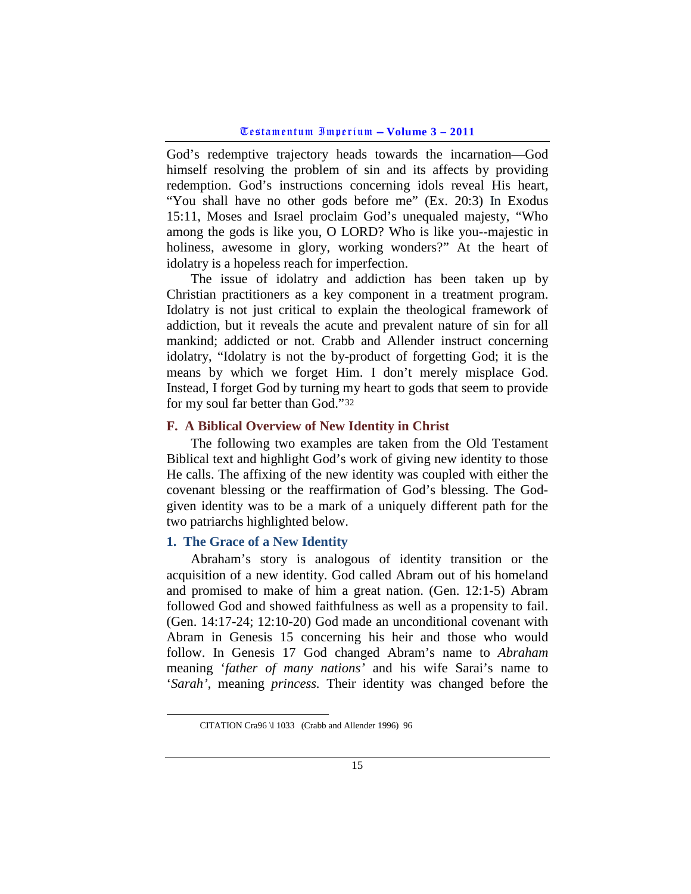God's redemptive trajectory heads towards the incarnation—God himself resolving the problem of sin and its affects by providing redemption. God's instructions concerning idols reveal His heart, "You shall have no other gods before me" (Ex. 20:3) In Exodus 15:11, Moses and Israel proclaim God's unequaled majesty, "Who among the gods is like you, O LORD? Who is like you--majestic in holiness, awesome in glory, working wonders?" At the heart of idolatry is a hopeless reach for imperfection.

The issue of idolatry and addiction has been taken up by Christian practitioners as a key component in a treatment program. Idolatry is not just critical to explain the theological framework of addiction, but it reveals the acute and prevalent nature of sin for all mankind; addicted or not. Crabb and Allender instruct concerning idolatry, "Idolatry is not the by-product of forgetting God; it is the means by which we forget Him. I don't merely misplace God. Instead, I forget God by turning my heart to gods that seem to provide for my soul far better than God."[32]

### F. A Biblical Overview of New Identity in Christ

The following two examples are taken from the Old Testament Biblical text and highlight God's work of giving new identity to those He calls. The affixing of the new identity was coupled with either the covenant blessing or the reaffirmation of God's blessing. The God-given identity was to be a mark of a uniquely different path for the two patriarchs highlighted below.

#### 1. The Grace of a New Identity

Abraham's story is analogous of identity transition or the acquisition of a new identity. God called Abram out of his homeland and promised to make of him a great nation. (Gen. 12:1-5) Abram followed God and showed faithfulness as well as a propensity to fail. (Gen. 14:17-24; 12:10-20) God made an unconditional covenant with Abram in Genesis 15 concerning his heir and those who would follow. In Genesis 17 God changed Abram's name to *Abraham* meaning '*father of many nations*' and his wife Sarai's name to '*Sarah*', meaning *princess.* Their identity was changed before the

---

CITATION Cra96 \l 1033 (Crabb and Allender 1996) 96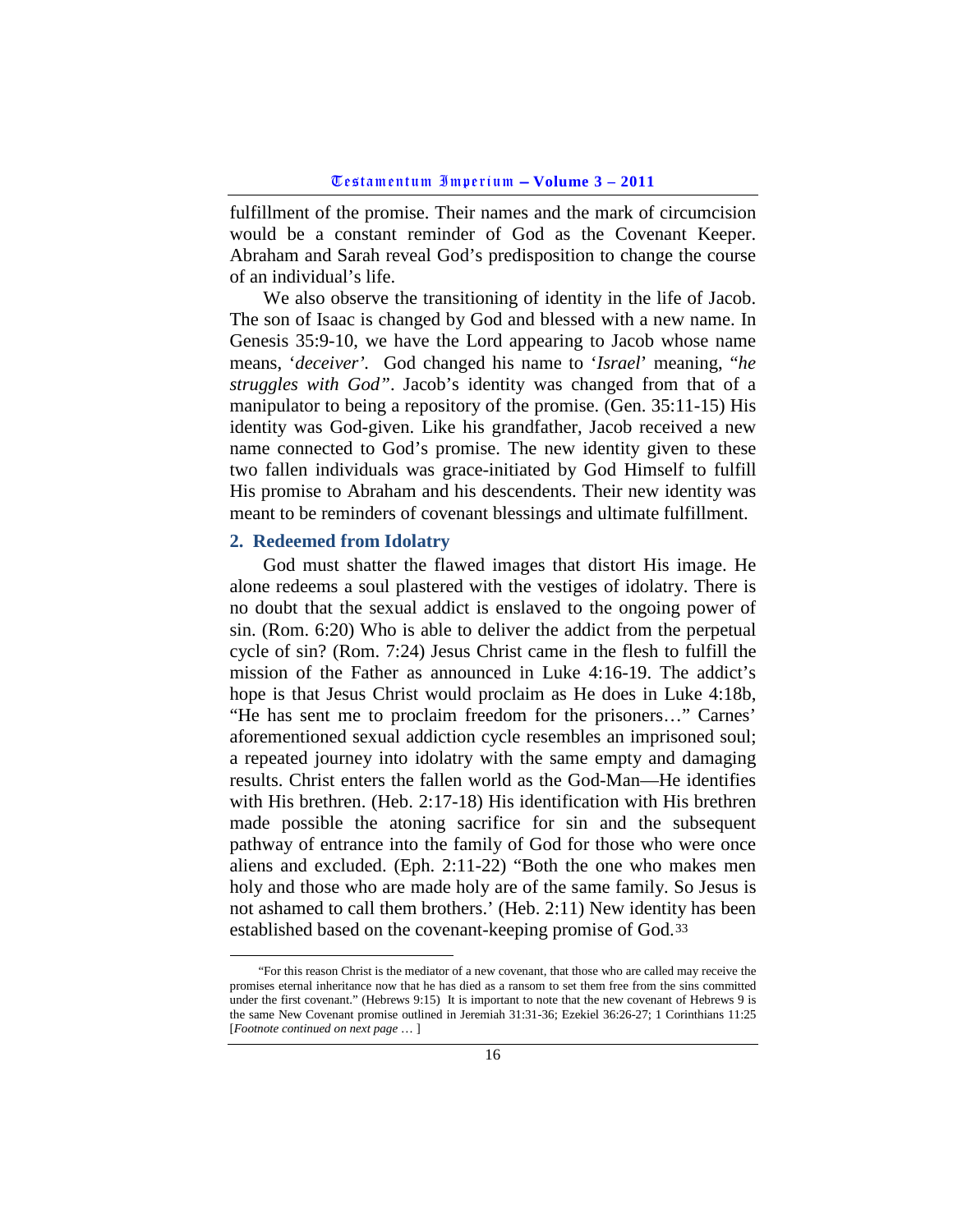fulfillment of the promise. Their names and the mark of circumcision would be a constant reminder of God as the Covenant Keeper. Abraham and Sarah reveal God's predisposition to change the course of an individual's life.

We also observe the transitioning of identity in the life of Jacob. The son of Isaac is changed by God and blessed with a new name. In Genesis 35:9-10, we have the Lord appearing to Jacob whose name means, '*deceiver'*. God changed his name to '*Israel*' meaning, "*he struggles with God"*. Jacob's identity was changed from that of a manipulator to being a repository of the promise. (Gen. 35:11-15) His identity was God-given. Like his grandfather, Jacob received a new name connected to God's promise. The new identity given to these two fallen individuals was grace-initiated by God Himself to fulfill His promise to Abraham and his descendents. Their new identity was meant to be reminders of covenant blessings and ultimate fulfillment.

## 2. Redeemed from Idolatry

God must shatter the flawed images that distort His image. He alone redeems a soul plastered with the vestiges of idolatry. There is no doubt that the sexual addict is enslaved to the ongoing power of sin. (Rom. 6:20) Who is able to deliver the addict from the perpetual cycle of sin? (Rom. 7:24) Jesus Christ came in the flesh to fulfill the mission of the Father as announced in Luke 4:16-19. The addict's hope is that Jesus Christ would proclaim as He does in Luke 4:18b, "He has sent me to proclaim freedom for the prisoners…" Carnes' aforementioned sexual addiction cycle resembles an imprisoned soul; a repeated journey into idolatry with the same empty and damaging results. Christ enters the fallen world as the God-Man—He identifies with His brethren. (Heb. 2:17-18) His identification with His brethren made possible the atoning sacrifice for sin and the subsequent pathway of entrance into the family of God for those who were once aliens and excluded. (Eph. 2:11-22) "Both the one who makes men holy and those who are made holy are of the same family. So Jesus is not ashamed to call them brothers.' (Heb. 2:11) New identity has been established based on the covenant-keeping promise of God.[33]

"For this reason Christ is the mediator of a new covenant, that those who are called may receive the promises eternal inheritance now that he has died as a ransom to set them free from the sins committed under the first covenant." (Hebrews 9:15) It is important to note that the new covenant of Hebrews 9 is the same New Covenant promise outlined in Jeremiah 31:31-36; Ezekiel 36:26-27; 1 Corinthians 11:25 [*Footnote continued on next page …* ]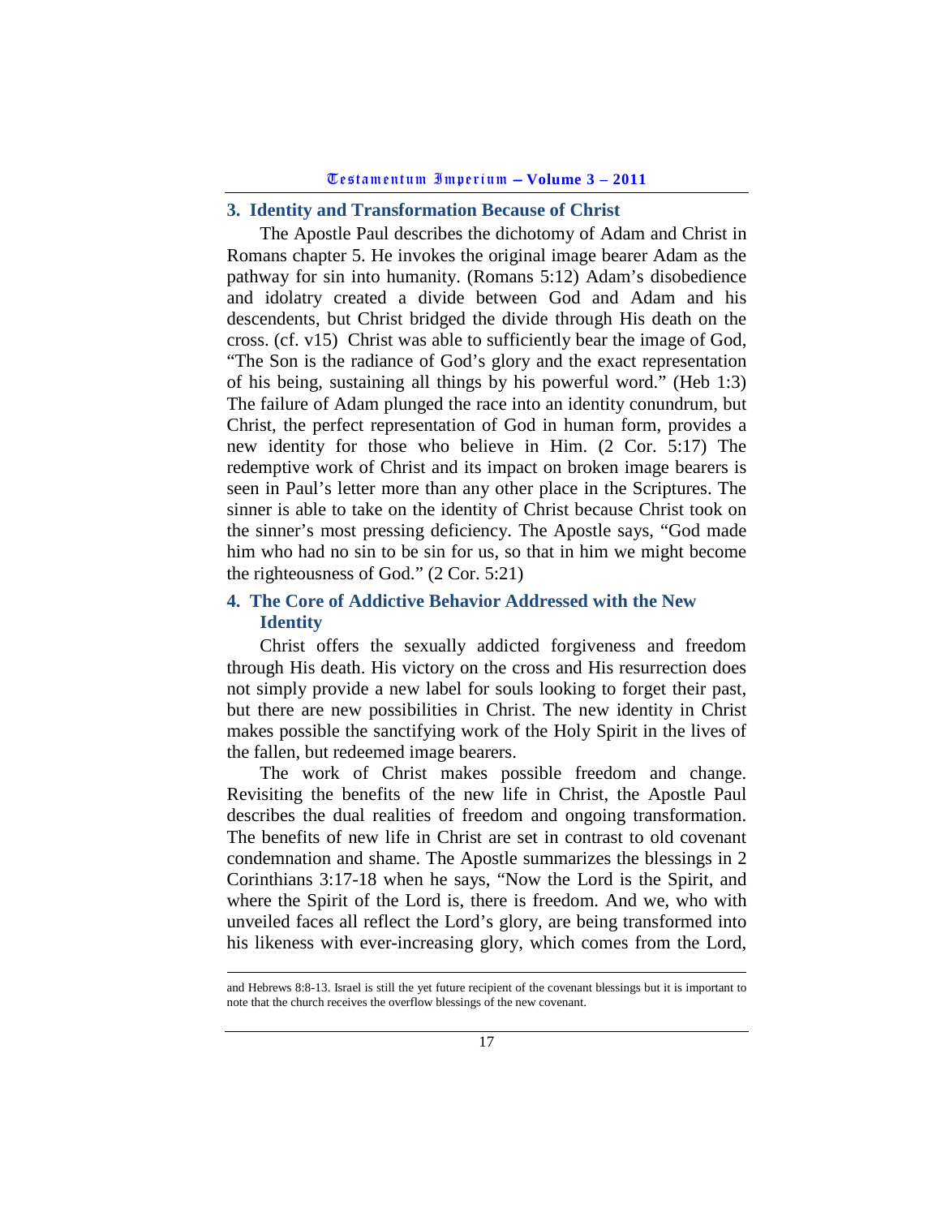## 3. Identity and Transformation Because of Christ

The Apostle Paul describes the dichotomy of Adam and Christ in Romans chapter 5. He invokes the original image bearer Adam as the pathway for sin into humanity. (Romans 5:12) Adam's disobedience and idolatry created a divide between God and Adam and his descendents, but Christ bridged the divide through His death on the cross. (cf. v15) Christ was able to sufficiently bear the image of God, "The Son is the radiance of God's glory and the exact representation of his being, sustaining all things by his powerful word." (Heb 1:3) The failure of Adam plunged the race into an identity conundrum, but Christ, the perfect representation of God in human form, provides a new identity for those who believe in Him. (2 Cor. 5:17) The redemptive work of Christ and its impact on broken image bearers is seen in Paul's letter more than any other place in the Scriptures. The sinner is able to take on the identity of Christ because Christ took on the sinner's most pressing deficiency. The Apostle says, "God made him who had no sin to be sin for us, so that in him we might become the righteousness of God." (2 Cor. 5:21)

## 4. The Core of Addictive Behavior Addressed with the New Identity

Christ offers the sexually addicted forgiveness and freedom through His death. His victory on the cross and His resurrection does not simply provide a new label for souls looking to forget their past, but there are new possibilities in Christ. The new identity in Christ makes possible the sanctifying work of the Holy Spirit in the lives of the fallen, but redeemed image bearers.

The work of Christ makes possible freedom and change. Revisiting the benefits of the new life in Christ, the Apostle Paul describes the dual realities of freedom and ongoing transformation. The benefits of new life in Christ are set in contrast to old covenant condemnation and shame. The Apostle summarizes the blessings in 2 Corinthians 3:17-18 when he says, "Now the Lord is the Spirit, and where the Spirit of the Lord is, there is freedom. And we, who with unveiled faces all reflect the Lord's glory, are being transformed into his likeness with ever-increasing glory, which comes from the Lord,

---

and Hebrews 8:8-13. Israel is still the yet future recipient of the covenant blessings but it is important to note that the church receives the overflow blessings of the new covenant.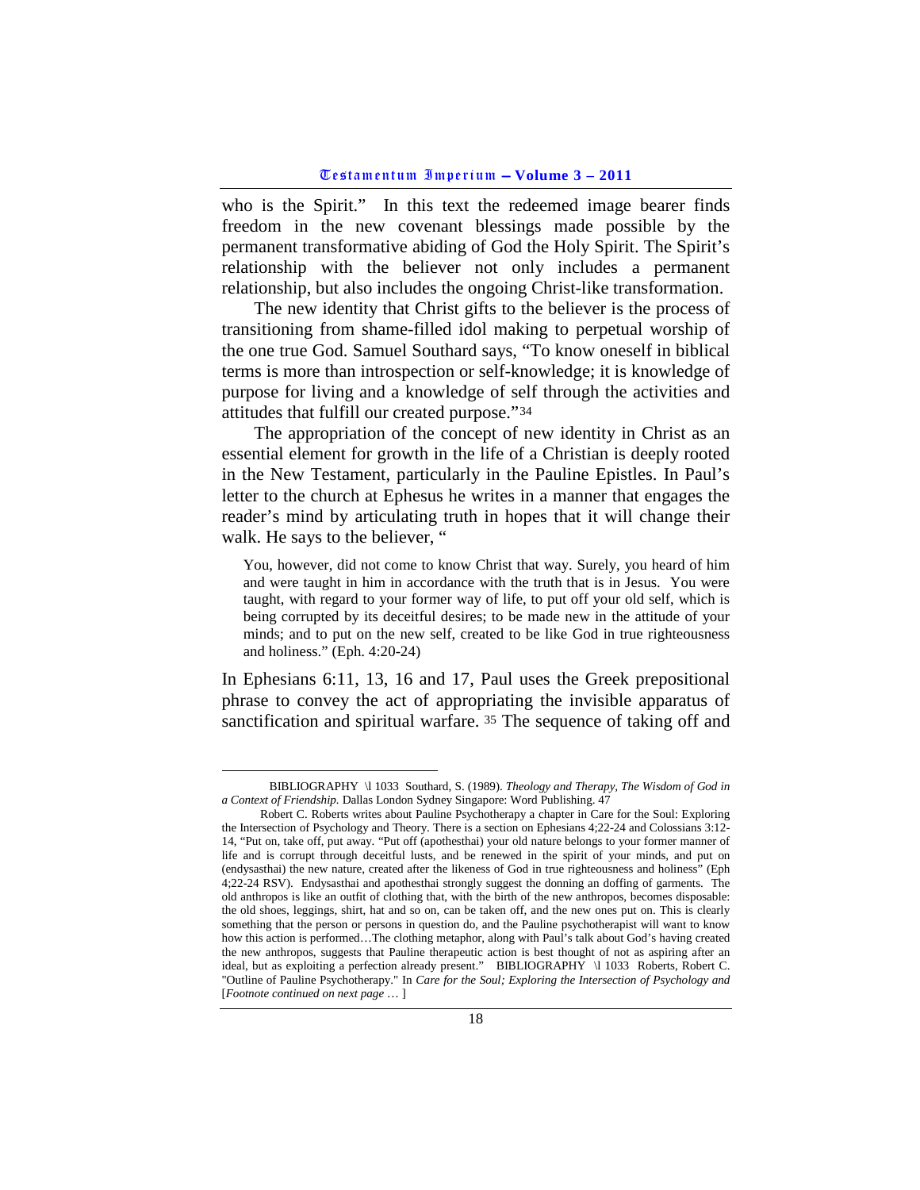who is the Spirit." In this text the redeemed image bearer finds freedom in the new covenant blessings made possible by the permanent transformative abiding of God the Holy Spirit. The Spirit's relationship with the believer not only includes a permanent relationship, but also includes the ongoing Christ-like transformation.

The new identity that Christ gifts to the believer is the process of transitioning from shame-filled idol making to perpetual worship of the one true God. Samuel Southard says, "To know oneself in biblical terms is more than introspection or self-knowledge; it is knowledge of purpose for living and a knowledge of self through the activities and attitudes that fulfill our created purpose."[34]

The appropriation of the concept of new identity in Christ as an essential element for growth in the life of a Christian is deeply rooted in the New Testament, particularly in the Pauline Epistles. In Paul's letter to the church at Ephesus he writes in a manner that engages the reader's mind by articulating truth in hopes that it will change their walk. He says to the believer, "

> You, however, did not come to know Christ that way. Surely, you heard of him and were taught in him in accordance with the truth that is in Jesus. You were taught, with regard to your former way of life, to put off your old self, which is being corrupted by its deceitful desires; to be made new in the attitude of your minds; and to put on the new self, created to be like God in true righteousness and holiness." (Eph. 4:20-24)

In Ephesians 6:11, 13, 16 and 17, Paul uses the Greek prepositional phrase to convey the act of appropriating the invisible apparatus of sanctification and spiritual warfare. [35] The sequence of taking off and

---

[34] BIBLIOGRAPHY \l 1033 Southard, S. (1989). *Theology and Therapy, The Wisdom of God in a Context of Friendship.* Dallas London Sydney Singapore: Word Publishing. 47

[35] Robert C. Roberts writes about Pauline Psychotherapy a chapter in Care for the Soul: Exploring the Intersection of Psychology and Theory. There is a section on Ephesians 4;22-24 and Colossians 3:12-14, "Put on, take off, put away. "Put off (apothesthai) your old nature belongs to your former manner of life and is corrupt through deceitful lusts, and be renewed in the spirit of your minds, and put on (endysasthai) the new nature, created after the likeness of God in true righteousness and holiness" (Eph 4;22-24 RSV). Endysasthai and apothesthai strongly suggest the donning an doffing of garments. The old anthropos is like an outfit of clothing that, with the birth of the new anthropos, becomes disposable: the old shoes, leggings, shirt, hat and so on, can be taken off, and the new ones put on. This is clearly something that the person or persons in question do, and the Pauline psychotherapist will want to know how this action is performed…The clothing metaphor, along with Paul's talk about God's having created the new anthropos, suggests that Pauline therapeutic action is best thought of not as aspiring after an ideal, but as exploiting a perfection already present." BIBLIOGRAPHY \l 1033 Roberts, Robert C. "Outline of Pauline Psychotherapy." In *Care for the Soul; Exploring the Intersection of Psychology and* [*Footnote continued on next page …* ]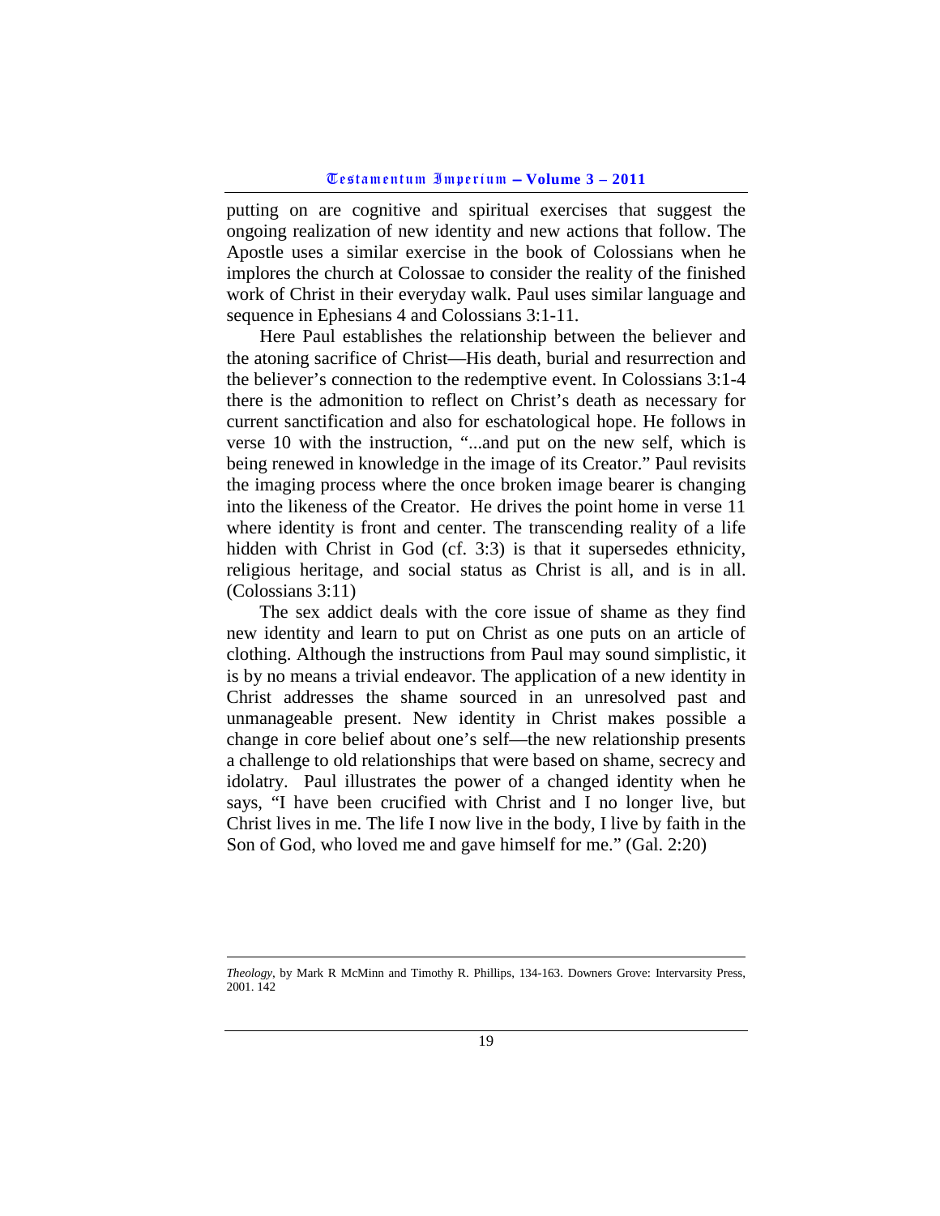putting on are cognitive and spiritual exercises that suggest the ongoing realization of new identity and new actions that follow. The Apostle uses a similar exercise in the book of Colossians when he implores the church at Colossae to consider the reality of the finished work of Christ in their everyday walk. Paul uses similar language and sequence in Ephesians 4 and Colossians 3:1-11.

Here Paul establishes the relationship between the believer and the atoning sacrifice of Christ—His death, burial and resurrection and the believer's connection to the redemptive event. In Colossians 3:1-4 there is the admonition to reflect on Christ's death as necessary for current sanctification and also for eschatological hope. He follows in verse 10 with the instruction, "...and put on the new self, which is being renewed in knowledge in the image of its Creator." Paul revisits the imaging process where the once broken image bearer is changing into the likeness of the Creator. He drives the point home in verse 11 where identity is front and center. The transcending reality of a life hidden with Christ in God (cf. 3:3) is that it supersedes ethnicity, religious heritage, and social status as Christ is all, and is in all. (Colossians 3:11)

The sex addict deals with the core issue of shame as they find new identity and learn to put on Christ as one puts on an article of clothing. Although the instructions from Paul may sound simplistic, it is by no means a trivial endeavor. The application of a new identity in Christ addresses the shame sourced in an unresolved past and unmanageable present. New identity in Christ makes possible a change in core belief about one's self—the new relationship presents a challenge to old relationships that were based on shame, secrecy and idolatry. Paul illustrates the power of a changed identity when he says, "I have been crucified with Christ and I no longer live, but Christ lives in me. The life I now live in the body, I live by faith in the Son of God, who loved me and gave himself for me." (Gal. 2:20)

---

*Theology*, by Mark R McMinn and Timothy R. Phillips, 134-163. Downers Grove: Intervarsity Press, 2001. 142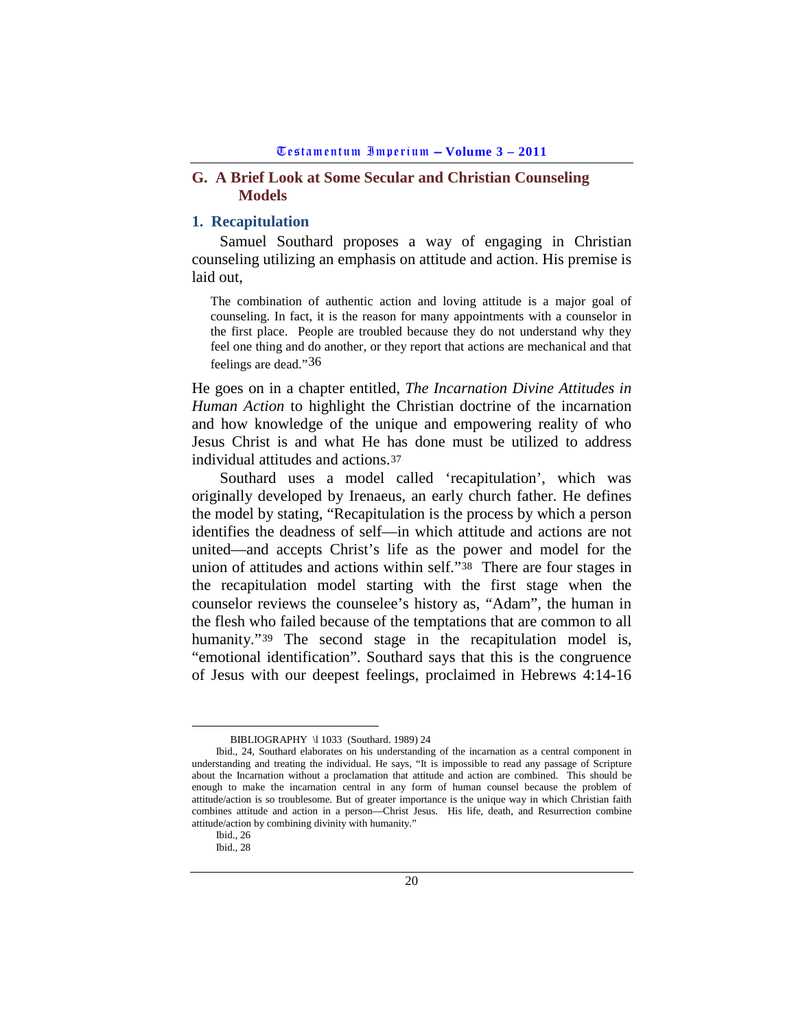## G. A Brief Look at Some Secular and Christian Counseling Models

### 1. Recapitulation

Samuel Southard proposes a way of engaging in Christian counseling utilizing an emphasis on attitude and action. His premise is laid out,

> The combination of authentic action and loving attitude is a major goal of counseling. In fact, it is the reason for many appointments with a counselor in the first place. People are troubled because they do not understand why they feel one thing and do another, or they report that actions are mechanical and that feelings are dead."[36]

He goes on in a chapter entitled, *The Incarnation Divine Attitudes in Human Action* to highlight the Christian doctrine of the incarnation and how knowledge of the unique and empowering reality of who Jesus Christ is and what He has done must be utilized to address individual attitudes and actions.[37]

Southard uses a model called 'recapitulation', which was originally developed by Irenaeus, an early church father. He defines the model by stating, "Recapitulation is the process by which a person identifies the deadness of self—in which attitude and actions are not united—and accepts Christ's life as the power and model for the union of attitudes and actions within self."[38] There are four stages in the recapitulation model starting with the first stage when the counselor reviews the counselee's history as, "Adam", the human in the flesh who failed because of the temptations that are common to all humanity."[39] The second stage in the recapitulation model is, "emotional identification". Southard says that this is the congruence of Jesus with our deepest feelings, proclaimed in Hebrews 4:14-16

---

BIBLIOGRAPHY \l 1033 (Southard. 1989) 24

Ibid., 24, Southard elaborates on his understanding of the incarnation as a central component in understanding and treating the individual. He says, "It is impossible to read any passage of Scripture about the Incarnation without a proclamation that attitude and action are combined. This should be enough to make the incarnation central in any form of human counsel because the problem of attitude/action is so troublesome. But of greater importance is the unique way in which Christian faith combines attitude and action in a person—Christ Jesus. His life, death, and Resurrection combine attitude/action by combining divinity with humanity."

Ibid., 26

Ibid., 28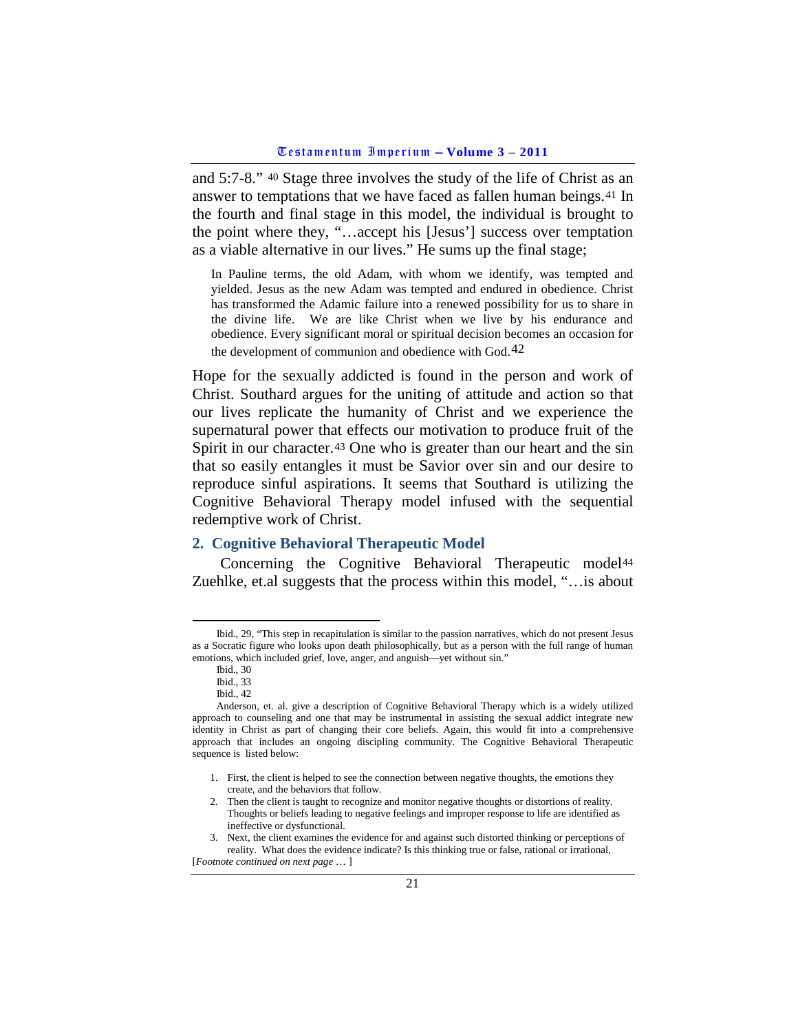and 5:7-8." [40] Stage three involves the study of the life of Christ as an answer to temptations that we have faced as fallen human beings.[41] In the fourth and final stage in this model, the individual is brought to the point where they, "…accept his [Jesus'] success over temptation as a viable alternative in our lives." He sums up the final stage;

> In Pauline terms, the old Adam, with whom we identify, was tempted and yielded. Jesus as the new Adam was tempted and endured in obedience. Christ has transformed the Adamic failure into a renewed possibility for us to share in the divine life. We are like Christ when we live by his endurance and obedience. Every significant moral or spiritual decision becomes an occasion for the development of communion and obedience with God.[42]

Hope for the sexually addicted is found in the person and work of Christ. Southard argues for the uniting of attitude and action so that our lives replicate the humanity of Christ and we experience the supernatural power that effects our motivation to produce fruit of the Spirit in our character.[43] One who is greater than our heart and the sin that so easily entangles it must be Savior over sin and our desire to reproduce sinful aspirations. It seems that Southard is utilizing the Cognitive Behavioral Therapy model infused with the sequential redemptive work of Christ.

## 2. Cognitive Behavioral Therapeutic Model

Concerning the Cognitive Behavioral Therapeutic model[44] Zuehlke, et.al suggests that the process within this model, "…is about

---

[40] Ibid., 29, "This step in recapitulation is similar to the passion narratives, which do not present Jesus as a Socratic figure who looks upon death philosophically, but as a person with the full range of human emotions, which included grief, love, anger, and anguish—yet without sin."

[41] Ibid., 30

[42] Ibid., 33

[43] Ibid., 42

[44] Anderson, et. al. give a description of Cognitive Behavioral Therapy which is a widely utilized approach to counseling and one that may be instrumental in assisting the sexual addict integrate new identity in Christ as part of changing their core beliefs. Again, this would fit into a comprehensive approach that includes an ongoing discipling community. The Cognitive Behavioral Therapeutic sequence is listed below:

1. First, the client is helped to see the connection between negative thoughts, the emotions they create, and the behaviors that follow.
2. Then the client is taught to recognize and monitor negative thoughts or distortions of reality. Thoughts or beliefs leading to negative feelings and improper response to life are identified as ineffective or dysfunctional.
3. Next, the client examines the evidence for and against such distorted thinking or perceptions of reality. What does the evidence indicate? Is this thinking true or false, rational or irrational,

[*Footnote continued on next page …* ]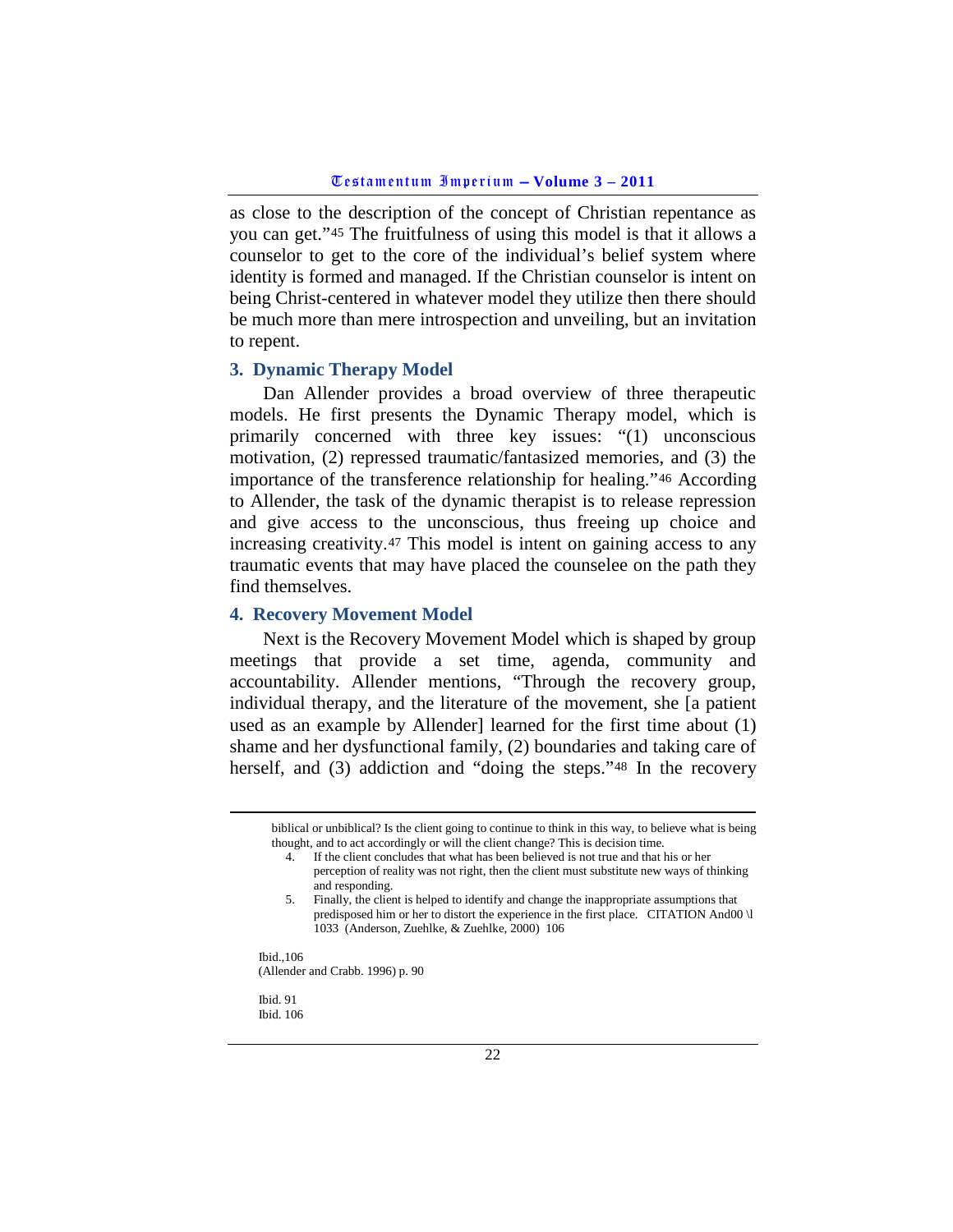as close to the description of the concept of Christian repentance as you can get."[45] The fruitfulness of using this model is that it allows a counselor to get to the core of the individual's belief system where identity is formed and managed. If the Christian counselor is intent on being Christ-centered in whatever model they utilize then there should be much more than mere introspection and unveiling, but an invitation to repent.

### 3. Dynamic Therapy Model

Dan Allender provides a broad overview of three therapeutic models. He first presents the Dynamic Therapy model, which is primarily concerned with three key issues: "(1) unconscious motivation, (2) repressed traumatic/fantasized memories, and (3) the importance of the transference relationship for healing."[46] According to Allender, the task of the dynamic therapist is to release repression and give access to the unconscious, thus freeing up choice and increasing creativity.[47] This model is intent on gaining access to any traumatic events that may have placed the counselee on the path they find themselves.

### 4. Recovery Movement Model

Next is the Recovery Movement Model which is shaped by group meetings that provide a set time, agenda, community and accountability. Allender mentions, "Through the recovery group, individual therapy, and the literature of the movement, she [a patient used as an example by Allender] learned for the first time about (1) shame and her dysfunctional family, (2) boundaries and taking care of herself, and (3) addiction and "doing the steps."[48] In the recovery

---

biblical or unbiblical? Is the client going to continue to think in this way, to believe what is being thought, and to act accordingly or will the client change? This is decision time.

4. If the client concludes that what has been believed is not true and that his or her perception of reality was not right, then the client must substitute new ways of thinking and responding.
5. Finally, the client is helped to identify and change the inappropriate assumptions that predisposed him or her to distort the experience in the first place. CITATION And00 \l 1033 (Anderson, Zuehlke, & Zuehlke, 2000) 106

Ibid.,106

(Allender and Crabb. 1996) p. 90

Ibid. 91

Ibid. 106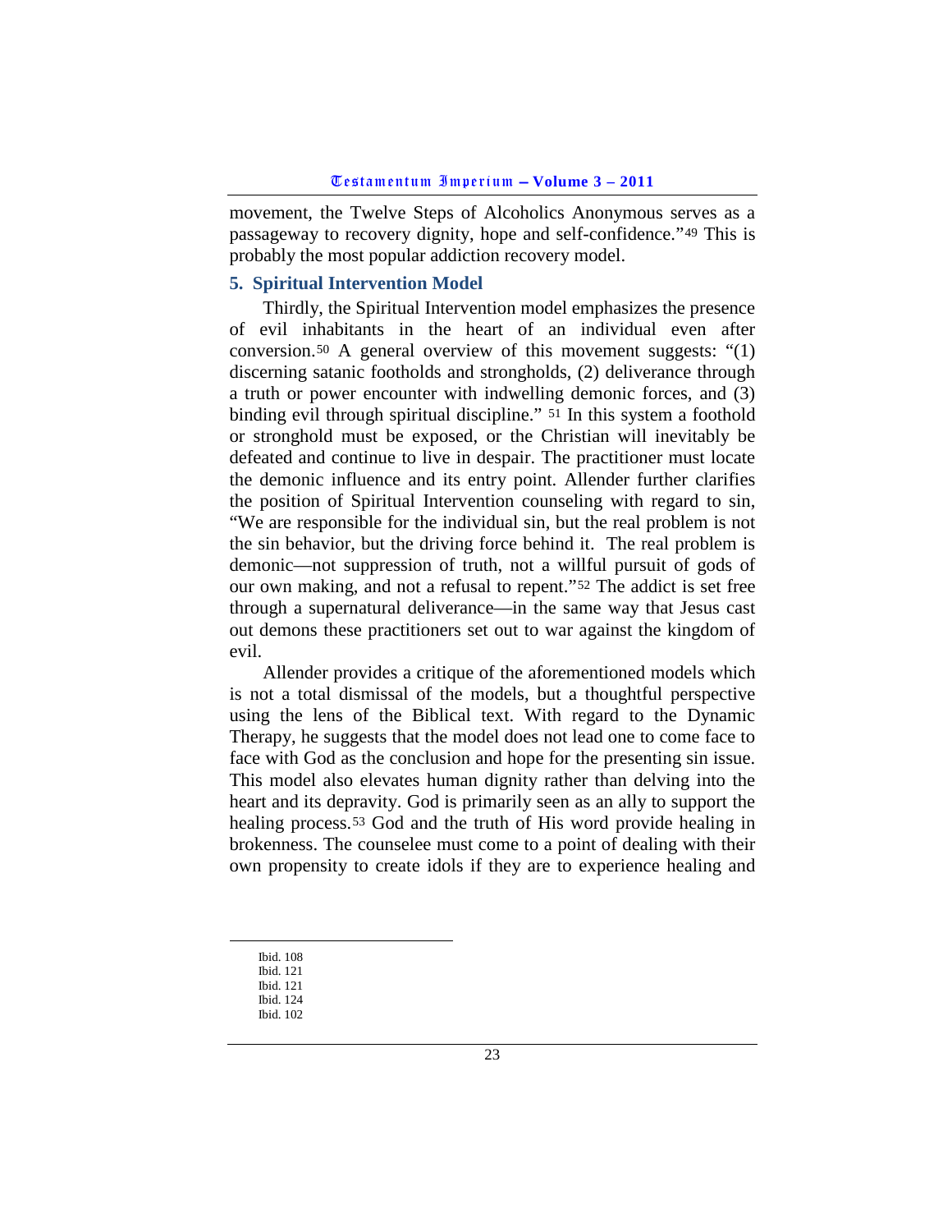movement, the Twelve Steps of Alcoholics Anonymous serves as a passageway to recovery dignity, hope and self-confidence."[49] This is probably the most popular addiction recovery model.

### 5. Spiritual Intervention Model

Thirdly, the Spiritual Intervention model emphasizes the presence of evil inhabitants in the heart of an individual even after conversion.[50] A general overview of this movement suggests: "(1) discerning satanic footholds and strongholds, (2) deliverance through a truth or power encounter with indwelling demonic forces, and (3) binding evil through spiritual discipline." [51] In this system a foothold or stronghold must be exposed, or the Christian will inevitably be defeated and continue to live in despair. The practitioner must locate the demonic influence and its entry point. Allender further clarifies the position of Spiritual Intervention counseling with regard to sin, "We are responsible for the individual sin, but the real problem is not the sin behavior, but the driving force behind it. The real problem is demonic—not suppression of truth, not a willful pursuit of gods of our own making, and not a refusal to repent."[52] The addict is set free through a supernatural deliverance—in the same way that Jesus cast out demons these practitioners set out to war against the kingdom of evil.

Allender provides a critique of the aforementioned models which is not a total dismissal of the models, but a thoughtful perspective using the lens of the Biblical text. With regard to the Dynamic Therapy, he suggests that the model does not lead one to come face to face with God as the conclusion and hope for the presenting sin issue. This model also elevates human dignity rather than delving into the heart and its depravity. God is primarily seen as an ally to support the healing process.[53] God and the truth of His word provide healing in brokenness. The counselee must come to a point of dealing with their own propensity to create idols if they are to experience healing and

---

Ibid. 108
Ibid. 121
Ibid. 121
Ibid. 124
Ibid. 102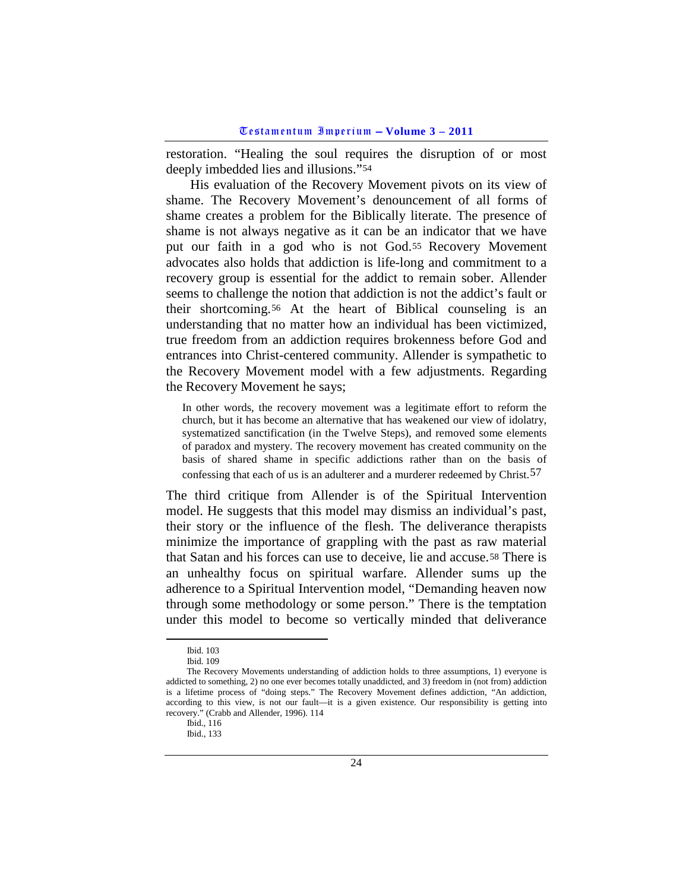restoration. "Healing the soul requires the disruption of or most deeply imbedded lies and illusions."[54]

His evaluation of the Recovery Movement pivots on its view of shame. The Recovery Movement's denouncement of all forms of shame creates a problem for the Biblically literate. The presence of shame is not always negative as it can be an indicator that we have put our faith in a god who is not God.[55] Recovery Movement advocates also holds that addiction is life-long and commitment to a recovery group is essential for the addict to remain sober. Allender seems to challenge the notion that addiction is not the addict's fault or their shortcoming.[56] At the heart of Biblical counseling is an understanding that no matter how an individual has been victimized, true freedom from an addiction requires brokenness before God and entrances into Christ-centered community. Allender is sympathetic to the Recovery Movement model with a few adjustments. Regarding the Recovery Movement he says;

> In other words, the recovery movement was a legitimate effort to reform the church, but it has become an alternative that has weakened our view of idolatry, systematized sanctification (in the Twelve Steps), and removed some elements of paradox and mystery. The recovery movement has created community on the basis of shared shame in specific addictions rather than on the basis of confessing that each of us is an adulterer and a murderer redeemed by Christ.[57]

The third critique from Allender is of the Spiritual Intervention model. He suggests that this model may dismiss an individual's past, their story or the influence of the flesh. The deliverance therapists minimize the importance of grappling with the past as raw material that Satan and his forces can use to deceive, lie and accuse.[58] There is an unhealthy focus on spiritual warfare. Allender sums up the adherence to a Spiritual Intervention model, "Demanding heaven now through some methodology or some person." There is the temptation under this model to become so vertically minded that deliverance

---

Ibid. 103

Ibid. 109

The Recovery Movements understanding of addiction holds to three assumptions, 1) everyone is addicted to something, 2) no one ever becomes totally unaddicted, and 3) freedom in (not from) addiction is a lifetime process of "doing steps." The Recovery Movement defines addiction, "An addiction, according to this view, is not our fault—it is a given existence. Our responsibility is getting into recovery." (Crabb and Allender, 1996). 114

Ibid., 116

Ibid., 133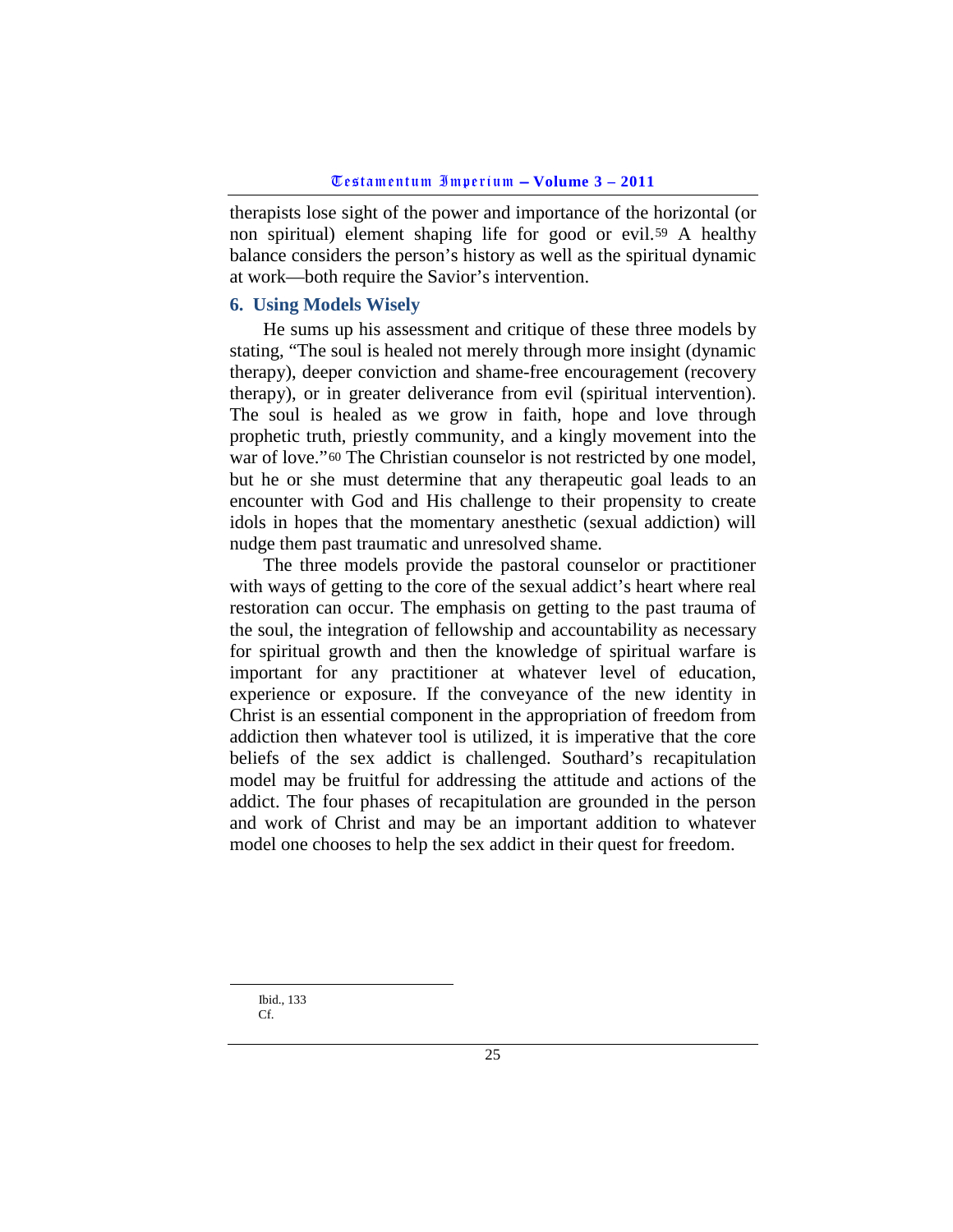therapists lose sight of the power and importance of the horizontal (or non spiritual) element shaping life for good or evil.[59] A healthy balance considers the person's history as well as the spiritual dynamic at work—both require the Savior's intervention.

## 6. Using Models Wisely

He sums up his assessment and critique of these three models by stating, "The soul is healed not merely through more insight (dynamic therapy), deeper conviction and shame-free encouragement (recovery therapy), or in greater deliverance from evil (spiritual intervention). The soul is healed as we grow in faith, hope and love through prophetic truth, priestly community, and a kingly movement into the war of love."[60] The Christian counselor is not restricted by one model, but he or she must determine that any therapeutic goal leads to an encounter with God and His challenge to their propensity to create idols in hopes that the momentary anesthetic (sexual addiction) will nudge them past traumatic and unresolved shame.

The three models provide the pastoral counselor or practitioner with ways of getting to the core of the sexual addict's heart where real restoration can occur. The emphasis on getting to the past trauma of the soul, the integration of fellowship and accountability as necessary for spiritual growth and then the knowledge of spiritual warfare is important for any practitioner at whatever level of education, experience or exposure. If the conveyance of the new identity in Christ is an essential component in the appropriation of freedom from addiction then whatever tool is utilized, it is imperative that the core beliefs of the sex addict is challenged. Southard's recapitulation model may be fruitful for addressing the attitude and actions of the addict. The four phases of recapitulation are grounded in the person and work of Christ and may be an important addition to whatever model one chooses to help the sex addict in their quest for freedom.

---

Ibid., 133

Cf.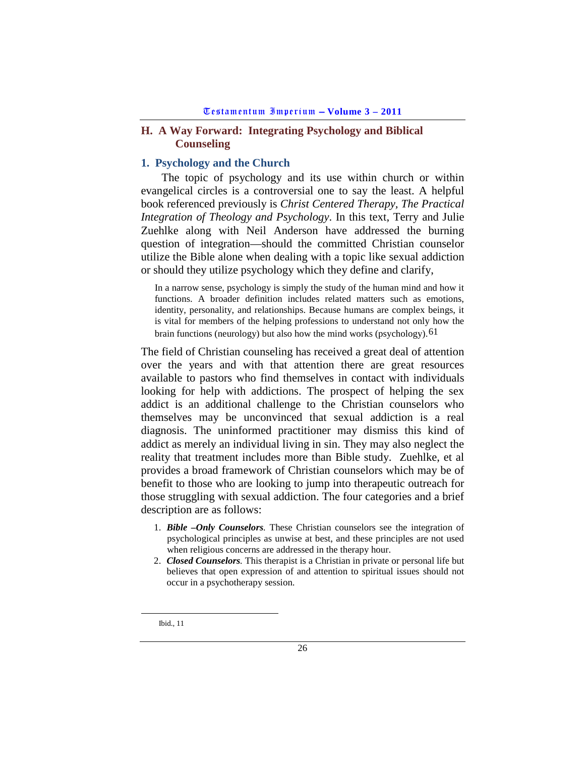## H. A Way Forward: Integrating Psychology and Biblical Counseling

### 1. Psychology and the Church

The topic of psychology and its use within church or within evangelical circles is a controversial one to say the least. A helpful book referenced previously is *Christ Centered Therapy, The Practical Integration of Theology and Psychology*. In this text, Terry and Julie Zuehlke along with Neil Anderson have addressed the burning question of integration—should the committed Christian counselor utilize the Bible alone when dealing with a topic like sexual addiction or should they utilize psychology which they define and clarify,

> In a narrow sense, psychology is simply the study of the human mind and how it functions. A broader definition includes related matters such as emotions, identity, personality, and relationships. Because humans are complex beings, it is vital for members of the helping professions to understand not only how the brain functions (neurology) but also how the mind works (psychology).[61]

The field of Christian counseling has received a great deal of attention over the years and with that attention there are great resources available to pastors who find themselves in contact with individuals looking for help with addictions. The prospect of helping the sex addict is an additional challenge to the Christian counselors who themselves may be unconvinced that sexual addiction is a real diagnosis. The uninformed practitioner may dismiss this kind of addict as merely an individual living in sin. They may also neglect the reality that treatment includes more than Bible study. Zuehlke, et al provides a broad framework of Christian counselors which may be of benefit to those who are looking to jump into therapeutic outreach for those struggling with sexual addiction. The four categories and a brief description are as follows:

1. ***Bible –Only Counselors.*** These Christian counselors see the integration of psychological principles as unwise at best, and these principles are not used when religious concerns are addressed in the therapy hour.
2. ***Closed Counselors.*** This therapist is a Christian in private or personal life but believes that open expression of and attention to spiritual issues should not occur in a psychotherapy session.

---

Ibid., 11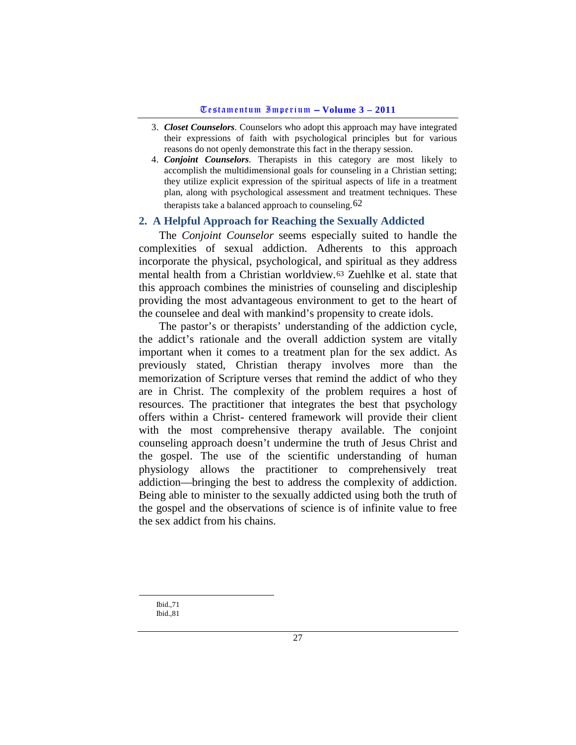3. ***Closet Counselors***. Counselors who adopt this approach may have integrated their expressions of faith with psychological principles but for various reasons do not openly demonstrate this fact in the therapy session.
4. ***Conjoint Counselors***. Therapists in this category are most likely to accomplish the multidimensional goals for counseling in a Christian setting; they utilize explicit expression of the spiritual aspects of life in a treatment plan, along with psychological assessment and treatment techniques. These therapists take a balanced approach to counseling.[62]

## 2. A Helpful Approach for Reaching the Sexually Addicted

The *Conjoint Counselor* seems especially suited to handle the complexities of sexual addiction. Adherents to this approach incorporate the physical, psychological, and spiritual as they address mental health from a Christian worldview.[63] Zuehlke et al. state that this approach combines the ministries of counseling and discipleship providing the most advantageous environment to get to the heart of the counselee and deal with mankind's propensity to create idols.

The pastor's or therapists' understanding of the addiction cycle, the addict's rationale and the overall addiction system are vitally important when it comes to a treatment plan for the sex addict. As previously stated, Christian therapy involves more than the memorization of Scripture verses that remind the addict of who they are in Christ. The complexity of the problem requires a host of resources. The practitioner that integrates the best that psychology offers within a Christ- centered framework will provide their client with the most comprehensive therapy available. The conjoint counseling approach doesn't undermine the truth of Jesus Christ and the gospel. The use of the scientific understanding of human physiology allows the practitioner to comprehensively treat addiction—bringing the best to address the complexity of addiction. Being able to minister to the sexually addicted using both the truth of the gospel and the observations of science is of infinite value to free the sex addict from his chains.

---

Ibid.,71
Ibid.,81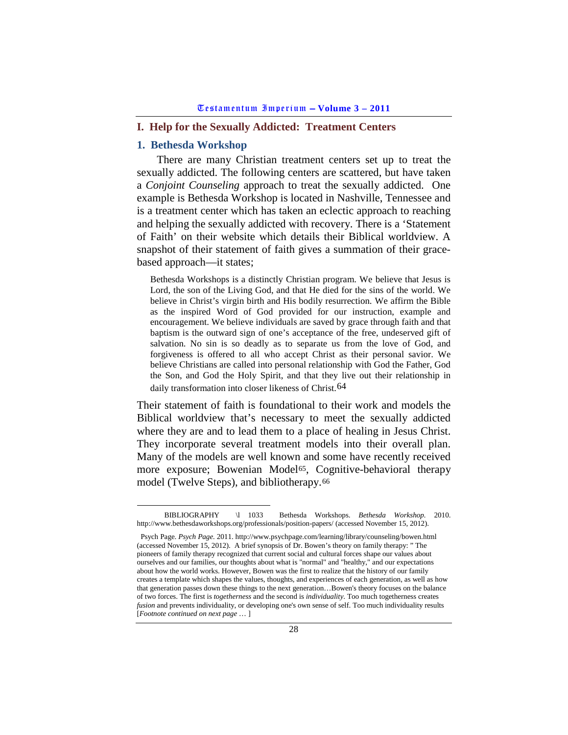## I. Help for the Sexually Addicted: Treatment Centers

### 1. Bethesda Workshop

There are many Christian treatment centers set up to treat the sexually addicted. The following centers are scattered, but have taken a *Conjoint Counseling* approach to treat the sexually addicted. One example is Bethesda Workshop is located in Nashville, Tennessee and is a treatment center which has taken an eclectic approach to reaching and helping the sexually addicted with recovery. There is a 'Statement of Faith' on their website which details their Biblical worldview. A snapshot of their statement of faith gives a summation of their grace-based approach—it states;

> Bethesda Workshops is a distinctly Christian program. We believe that Jesus is Lord, the son of the Living God, and that He died for the sins of the world. We believe in Christ's virgin birth and His bodily resurrection. We affirm the Bible as the inspired Word of God provided for our instruction, example and encouragement. We believe individuals are saved by grace through faith and that baptism is the outward sign of one's acceptance of the free, undeserved gift of salvation. No sin is so deadly as to separate us from the love of God, and forgiveness is offered to all who accept Christ as their personal savior. We believe Christians are called into personal relationship with God the Father, God the Son, and God the Holy Spirit, and that they live out their relationship in daily transformation into closer likeness of Christ.[64]

Their statement of faith is foundational to their work and models the Biblical worldview that's necessary to meet the sexually addicted where they are and to lead them to a place of healing in Jesus Christ. They incorporate several treatment models into their overall plan. Many of the models are well known and some have recently received more exposure; Bowenian Model[65], Cognitive-behavioral therapy model (Twelve Steps), and bibliotherapy.[66]

---

BIBLIOGRAPHY \l 1033 Bethesda Workshops. *Bethesda Workshop.* 2010. http://www.bethesdaworkshops.org/professionals/position-papers/ (accessed November 15, 2012).

Psych Page. *Psych Page.* 2011. http://www.psychpage.com/learning/library/counseling/bowen.html (accessed November 15, 2012). A brief synopsis of Dr. Bowen's theory on family therapy: " The pioneers of family therapy recognized that current social and cultural forces shape our values about ourselves and our families, our thoughts about what is "normal" and "healthy," and our expectations about how the world works. However, Bowen was the first to realize that the history of our family creates a template which shapes the values, thoughts, and experiences of each generation, as well as how that generation passes down these things to the next generation…Bowen's theory focuses on the balance of two forces. The first is *togetherness* and the second is *individuality*. Too much togetherness creates *fusion* and prevents individuality, or developing one's own sense of self. Too much individuality results [*Footnote continued on next page …* ]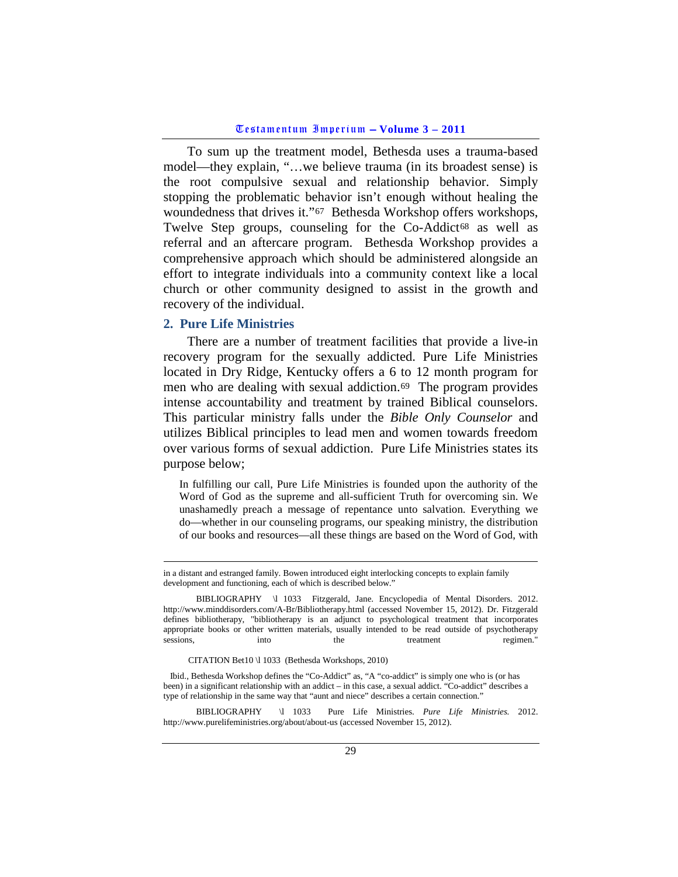To sum up the treatment model, Bethesda uses a trauma-based model—they explain, "…we believe trauma (in its broadest sense) is the root compulsive sexual and relationship behavior. Simply stopping the problematic behavior isn't enough without healing the woundedness that drives it."[67] Bethesda Workshop offers workshops, Twelve Step groups, counseling for the Co-Addict[68] as well as referral and an aftercare program. Bethesda Workshop provides a comprehensive approach which should be administered alongside an effort to integrate individuals into a community context like a local church or other community designed to assist in the growth and recovery of the individual.

## 2. Pure Life Ministries

There are a number of treatment facilities that provide a live-in recovery program for the sexually addicted. Pure Life Ministries located in Dry Ridge, Kentucky offers a 6 to 12 month program for men who are dealing with sexual addiction.[69] The program provides intense accountability and treatment by trained Biblical counselors. This particular ministry falls under the *Bible Only Counselor* and utilizes Biblical principles to lead men and women towards freedom over various forms of sexual addiction. Pure Life Ministries states its purpose below;

> In fulfilling our call, Pure Life Ministries is founded upon the authority of the Word of God as the supreme and all-sufficient Truth for overcoming sin. We unashamedly preach a message of repentance unto salvation. Everything we do—whether in our counseling programs, our speaking ministry, the distribution of our books and resources—all these things are based on the Word of God, with

---

in a distant and estranged family. Bowen introduced eight interlocking concepts to explain family development and functioning, each of which is described below."

BIBLIOGRAPHY \l 1033 Fitzgerald, Jane. Encyclopedia of Mental Disorders. 2012. http://www.minddisorders.com/A-Br/Bibliotherapy.html (accessed November 15, 2012). Dr. Fitzgerald defines bibliotherapy, "bibliotherapy is an adjunct to psychological treatment that incorporates appropriate books or other written materials, usually intended to be read outside of psychotherapy sessions, into the treatment regimen."

CITATION Bet10 \l 1033 (Bethesda Workshops, 2010)

Ibid., Bethesda Workshop defines the "Co-Addict" as, "A "co-addict" is simply one who is (or has been) in a significant relationship with an addict – in this case, a sexual addict. "Co-addict" describes a type of relationship in the same way that "aunt and niece" describes a certain connection."

BIBLIOGRAPHY \l 1033 Pure Life Ministries. *Pure Life Ministries.* 2012. http://www.purelifeministries.org/about/about-us (accessed November 15, 2012).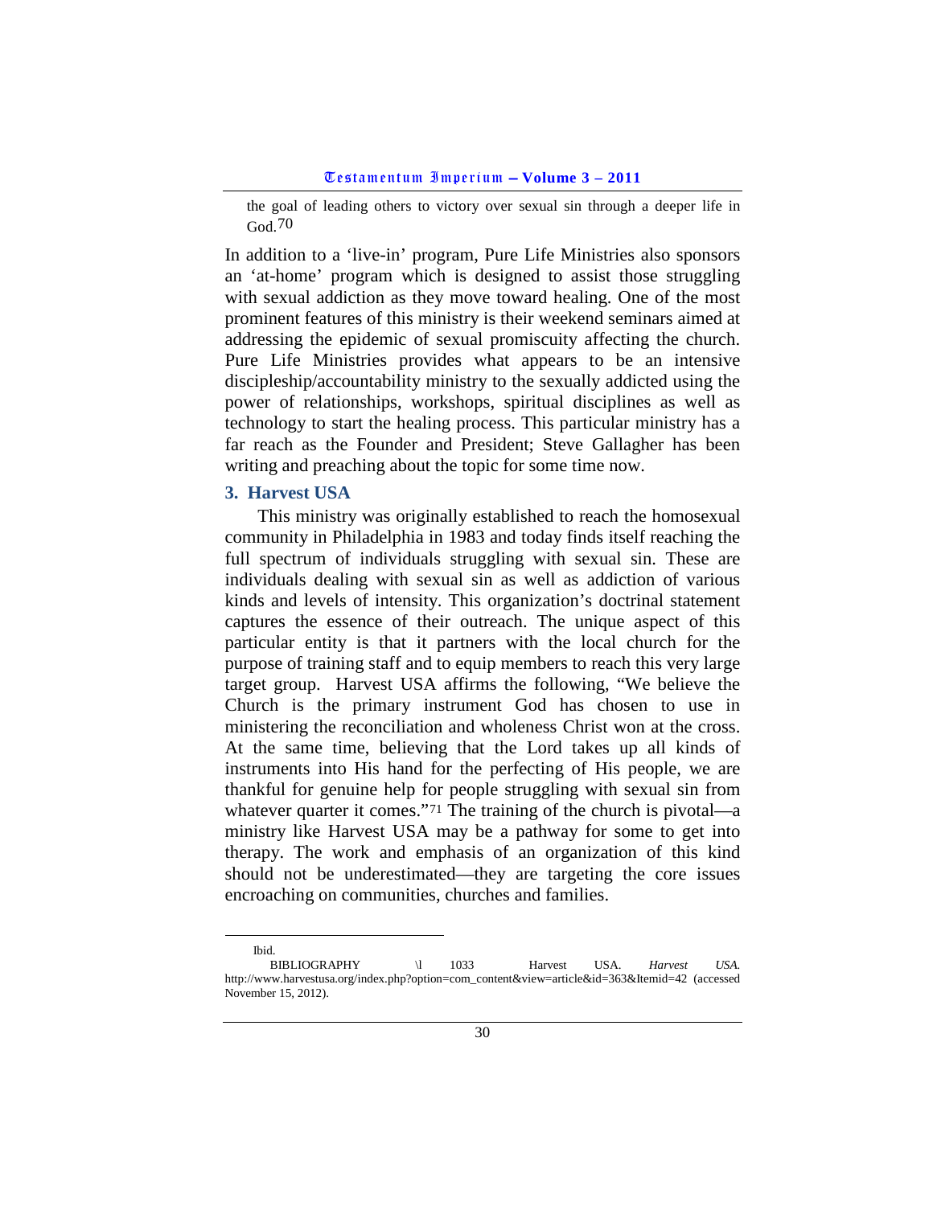the goal of leading others to victory over sexual sin through a deeper life in God.[70]

In addition to a 'live-in' program, Pure Life Ministries also sponsors an 'at-home' program which is designed to assist those struggling with sexual addiction as they move toward healing. One of the most prominent features of this ministry is their weekend seminars aimed at addressing the epidemic of sexual promiscuity affecting the church. Pure Life Ministries provides what appears to be an intensive discipleship/accountability ministry to the sexually addicted using the power of relationships, workshops, spiritual disciplines as well as technology to start the healing process. This particular ministry has a far reach as the Founder and President; Steve Gallagher has been writing and preaching about the topic for some time now.

### 3. Harvest USA

This ministry was originally established to reach the homosexual community in Philadelphia in 1983 and today finds itself reaching the full spectrum of individuals struggling with sexual sin. These are individuals dealing with sexual sin as well as addiction of various kinds and levels of intensity. This organization's doctrinal statement captures the essence of their outreach. The unique aspect of this particular entity is that it partners with the local church for the purpose of training staff and to equip members to reach this very large target group. Harvest USA affirms the following, "We believe the Church is the primary instrument God has chosen to use in ministering the reconciliation and wholeness Christ won at the cross. At the same time, believing that the Lord takes up all kinds of instruments into His hand for the perfecting of His people, we are thankful for genuine help for people struggling with sexual sin from whatever quarter it comes."[71] The training of the church is pivotal—a ministry like Harvest USA may be a pathway for some to get into therapy. The work and emphasis of an organization of this kind should not be underestimated—they are targeting the core issues encroaching on communities, churches and families.

---

Ibid.

BIBLIOGRAPHY \l 1033 Harvest USA. *Harvest USA.* http://www.harvestusa.org/index.php?option=com_content&view=article&id=363&Itemid=42 (accessed November 15, 2012).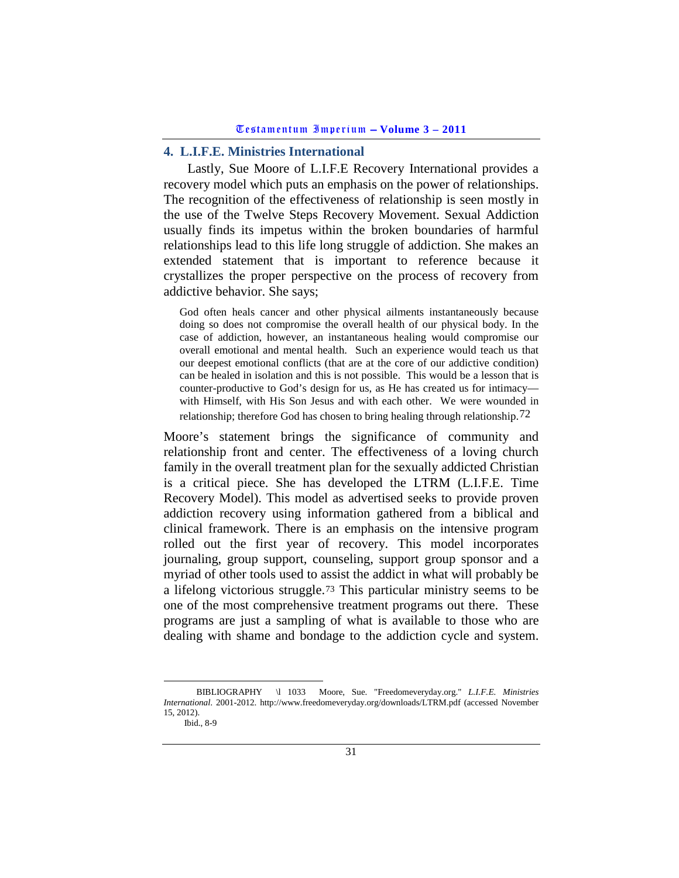## 4. L.I.F.E. Ministries International

Lastly, Sue Moore of L.I.F.E Recovery International provides a recovery model which puts an emphasis on the power of relationships. The recognition of the effectiveness of relationship is seen mostly in the use of the Twelve Steps Recovery Movement. Sexual Addiction usually finds its impetus within the broken boundaries of harmful relationships lead to this life long struggle of addiction. She makes an extended statement that is important to reference because it crystallizes the proper perspective on the process of recovery from addictive behavior. She says;

> God often heals cancer and other physical ailments instantaneously because doing so does not compromise the overall health of our physical body. In the case of addiction, however, an instantaneous healing would compromise our overall emotional and mental health. Such an experience would teach us that our deepest emotional conflicts (that are at the core of our addictive condition) can be healed in isolation and this is not possible. This would be a lesson that is counter-productive to God's design for us, as He has created us for intimacy—with Himself, with His Son Jesus and with each other. We were wounded in relationship; therefore God has chosen to bring healing through relationship.[72]

Moore's statement brings the significance of community and relationship front and center. The effectiveness of a loving church family in the overall treatment plan for the sexually addicted Christian is a critical piece. She has developed the LTRM (L.I.F.E. Time Recovery Model). This model as advertised seeks to provide proven addiction recovery using information gathered from a biblical and clinical framework. There is an emphasis on the intensive program rolled out the first year of recovery. This model incorporates journaling, group support, counseling, support group sponsor and a myriad of other tools used to assist the addict in what will probably be a lifelong victorious struggle.[73] This particular ministry seems to be one of the most comprehensive treatment programs out there. These programs are just a sampling of what is available to those who are dealing with shame and bondage to the addiction cycle and system.

---

BIBLIOGRAPHY \l 1033 Moore, Sue. "Freedomeveryday.org." *L.I.F.E. Ministries International*. 2001-2012. http://www.freedomeveryday.org/downloads/LTRM.pdf (accessed November 15, 2012).

Ibid., 8-9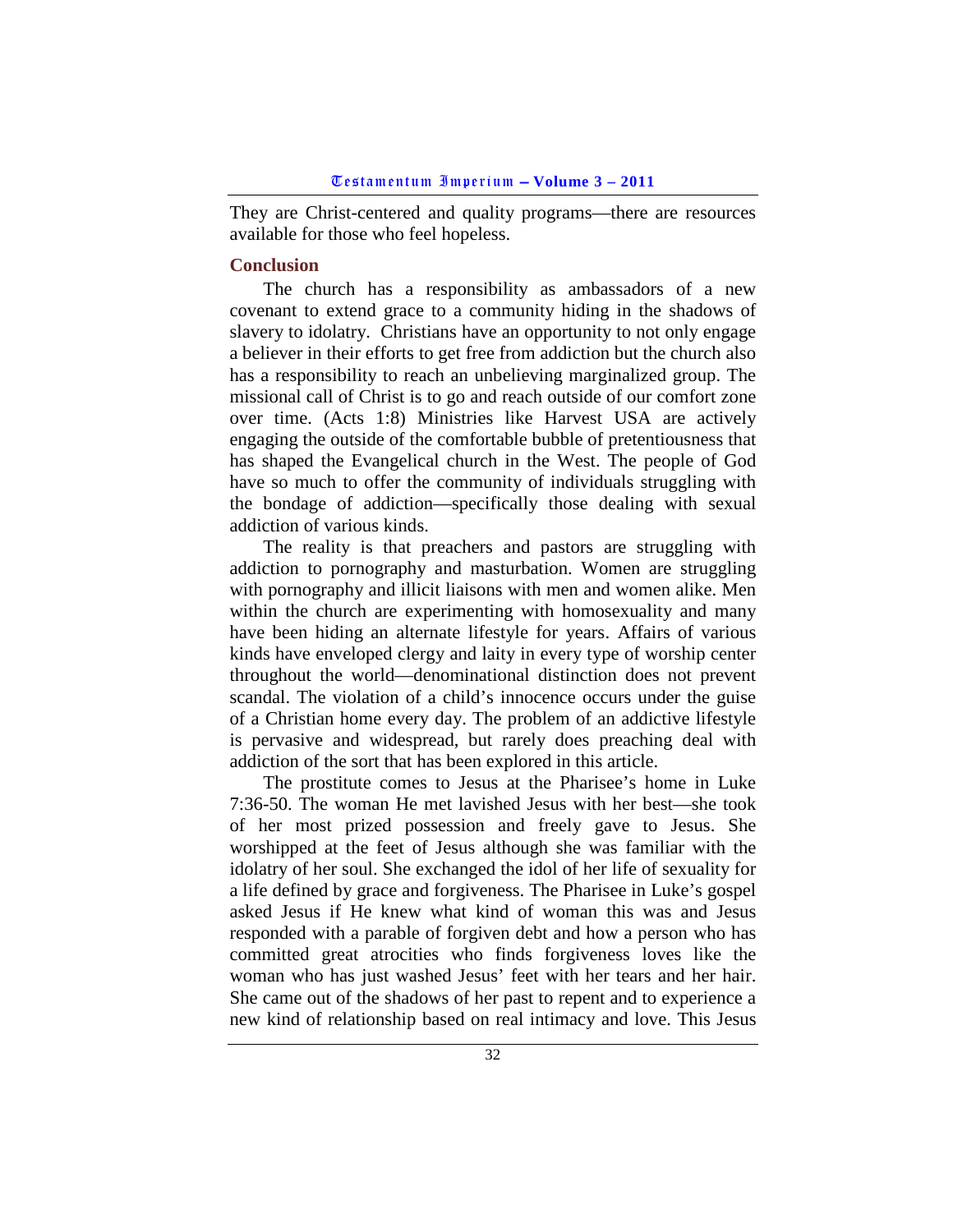They are Christ-centered and quality programs—there are resources available for those who feel hopeless.

## Conclusion

The church has a responsibility as ambassadors of a new covenant to extend grace to a community hiding in the shadows of slavery to idolatry. Christians have an opportunity to not only engage a believer in their efforts to get free from addiction but the church also has a responsibility to reach an unbelieving marginalized group. The missional call of Christ is to go and reach outside of our comfort zone over time. (Acts 1:8) Ministries like Harvest USA are actively engaging the outside of the comfortable bubble of pretentiousness that has shaped the Evangelical church in the West. The people of God have so much to offer the community of individuals struggling with the bondage of addiction—specifically those dealing with sexual addiction of various kinds.

The reality is that preachers and pastors are struggling with addiction to pornography and masturbation. Women are struggling with pornography and illicit liaisons with men and women alike. Men within the church are experimenting with homosexuality and many have been hiding an alternate lifestyle for years. Affairs of various kinds have enveloped clergy and laity in every type of worship center throughout the world—denominational distinction does not prevent scandal. The violation of a child's innocence occurs under the guise of a Christian home every day. The problem of an addictive lifestyle is pervasive and widespread, but rarely does preaching deal with addiction of the sort that has been explored in this article.

The prostitute comes to Jesus at the Pharisee's home in Luke 7:36-50. The woman He met lavished Jesus with her best—she took of her most prized possession and freely gave to Jesus. She worshipped at the feet of Jesus although she was familiar with the idolatry of her soul. She exchanged the idol of her life of sexuality for a life defined by grace and forgiveness. The Pharisee in Luke's gospel asked Jesus if He knew what kind of woman this was and Jesus responded with a parable of forgiven debt and how a person who has committed great atrocities who finds forgiveness loves like the woman who has just washed Jesus' feet with her tears and her hair. She came out of the shadows of her past to repent and to experience a new kind of relationship based on real intimacy and love. This Jesus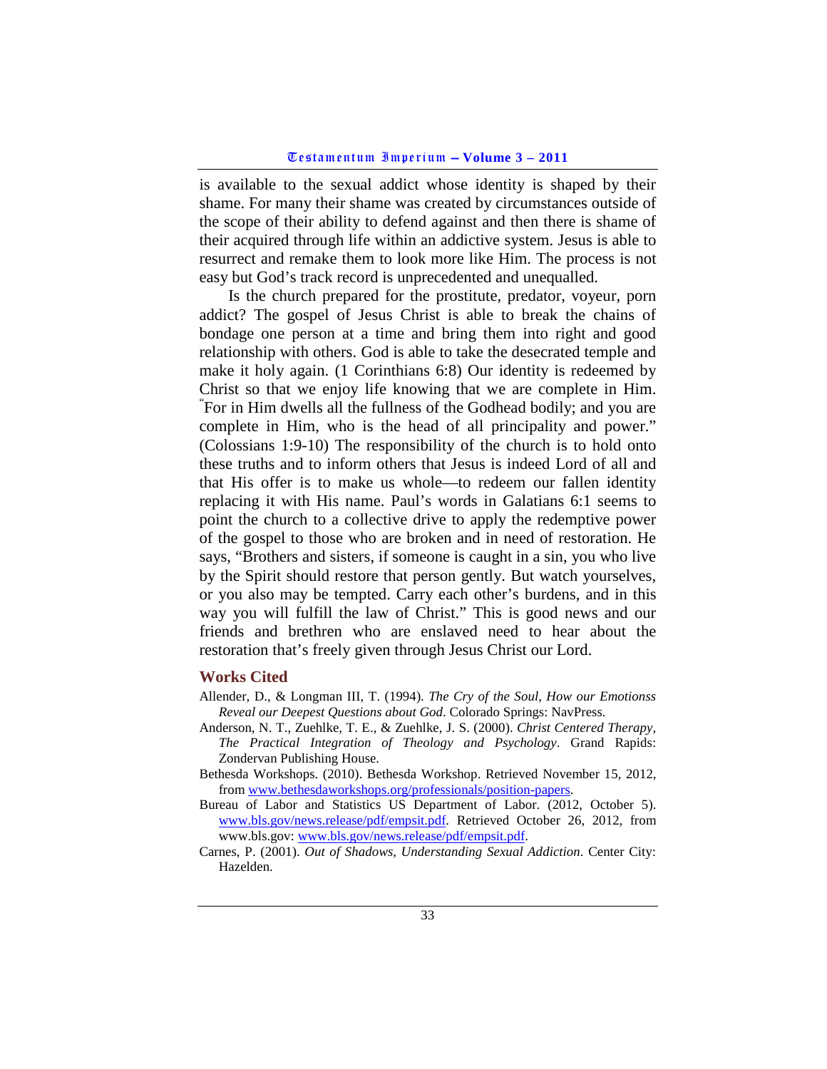is available to the sexual addict whose identity is shaped by their shame. For many their shame was created by circumstances outside of the scope of their ability to defend against and then there is shame of their acquired through life within an addictive system. Jesus is able to resurrect and remake them to look more like Him. The process is not easy but God's track record is unprecedented and unequalled.

Is the church prepared for the prostitute, predator, voyeur, porn addict? The gospel of Jesus Christ is able to break the chains of bondage one person at a time and bring them into right and good relationship with others. God is able to take the desecrated temple and make it holy again. (1 Corinthians 6:8) Our identity is redeemed by Christ so that we enjoy life knowing that we are complete in Him. "For in Him dwells all the fullness of the Godhead bodily; and you are complete in Him, who is the head of all principality and power." (Colossians 1:9-10) The responsibility of the church is to hold onto these truths and to inform others that Jesus is indeed Lord of all and that His offer is to make us whole—to redeem our fallen identity replacing it with His name. Paul's words in Galatians 6:1 seems to point the church to a collective drive to apply the redemptive power of the gospel to those who are broken and in need of restoration. He says, "Brothers and sisters, if someone is caught in a sin, you who live by the Spirit should restore that person gently. But watch yourselves, or you also may be tempted. Carry each other's burdens, and in this way you will fulfill the law of Christ." This is good news and our friends and brethren who are enslaved need to hear about the restoration that's freely given through Jesus Christ our Lord.

## Works Cited

Allender, D., & Longman III, T. (1994). *The Cry of the Soul, How our Emotionss Reveal our Deepest Questions about God*. Colorado Springs: NavPress.

Anderson, N. T., Zuehlke, T. E., & Zuehlke, J. S. (2000). *Christ Centered Therapy, The Practical Integration of Theology and Psychology*. Grand Rapids: Zondervan Publishing House.

Bethesda Workshops. (2010). Bethesda Workshop. Retrieved November 15, 2012, from www.bethesdaworkshops.org/professionals/position-papers.

Bureau of Labor and Statistics US Department of Labor. (2012, October 5). www.bls.gov/news.release/pdf/empsit.pdf. Retrieved October 26, 2012, from www.bls.gov: www.bls.gov/news.release/pdf/empsit.pdf.

Carnes, P. (2001). *Out of Shadows, Understanding Sexual Addiction*. Center City: Hazelden.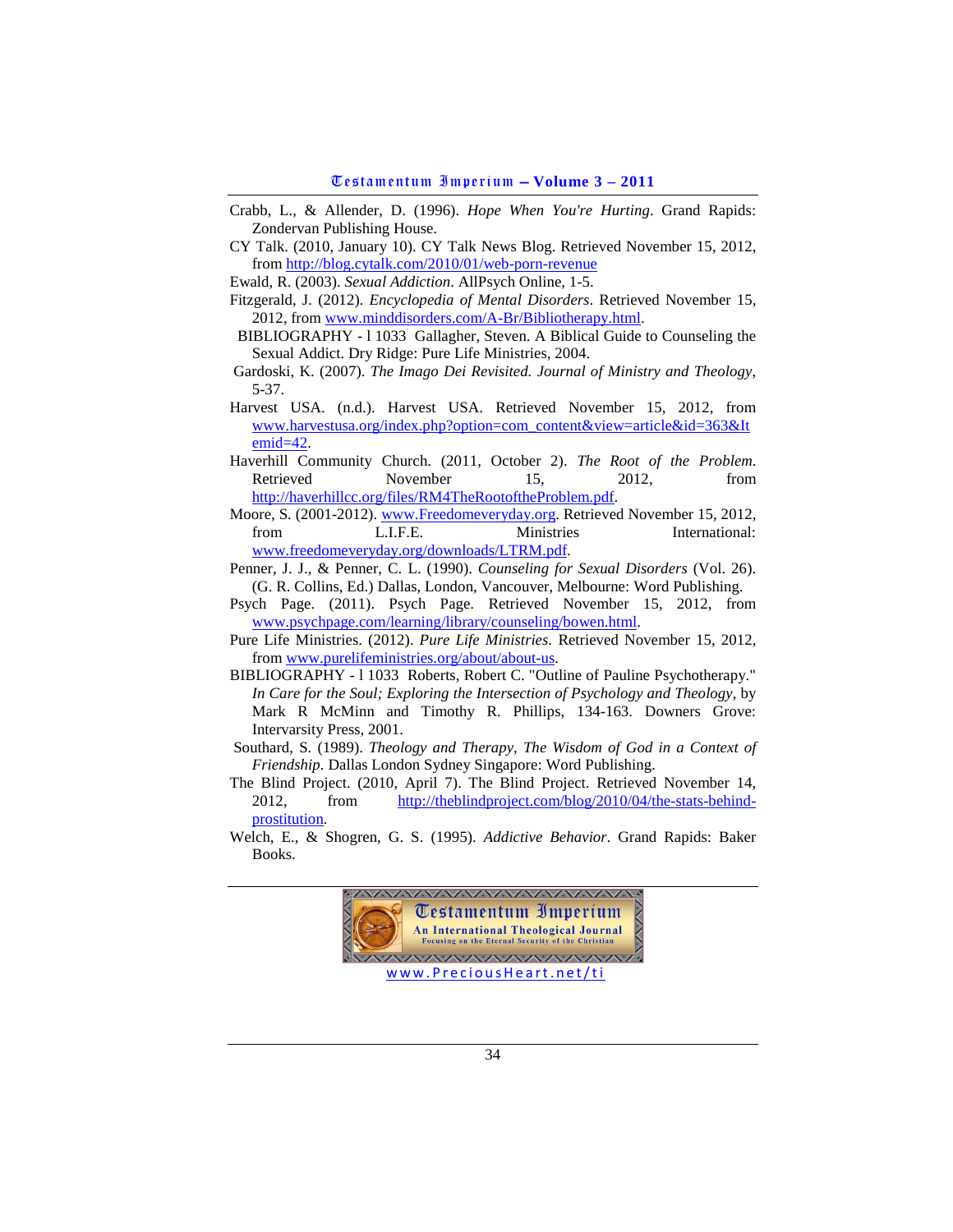Crabb, L., & Allender, D. (1996). *Hope When You're Hurting*. Grand Rapids: Zondervan Publishing House.

CY Talk. (2010, January 10). CY Talk News Blog. Retrieved November 15, 2012, from http://blog.cytalk.com/2010/01/web-porn-revenue

Ewald, R. (2003). *Sexual Addiction*. AllPsych Online, 1-5.

Fitzgerald, J. (2012). *Encyclopedia of Mental Disorders*. Retrieved November 15, 2012, from www.minddisorders.com/A-Br/Bibliotherapy.html.

BIBLIOGRAPHY - l 1033 Gallagher, Steven. A Biblical Guide to Counseling the Sexual Addict. Dry Ridge: Pure Life Ministries, 2004.

Gardoski, K. (2007). *The Imago Dei Revisited. Journal of Ministry and Theology*, 5-37.

Harvest USA. (n.d.). Harvest USA. Retrieved November 15, 2012, from www.harvestusa.org/index.php?option=com_content&view=article&id=363&Itemid=42.

Haverhill Community Church. (2011, October 2). *The Root of the Problem*. Retrieved November 15, 2012, from http://haverhillcc.org/files/RM4TheRootoftheProblem.pdf.

Moore, S. (2001-2012). www.Freedomeveryday.org. Retrieved November 15, 2012, from L.I.F.E. Ministries International: www.freedomeveryday.org/downloads/LTRM.pdf.

Penner, J. J., & Penner, C. L. (1990). *Counseling for Sexual Disorders* (Vol. 26). (G. R. Collins, Ed.) Dallas, London, Vancouver, Melbourne: Word Publishing.

Psych Page. (2011). Psych Page. Retrieved November 15, 2012, from www.psychpage.com/learning/library/counseling/bowen.html.

Pure Life Ministries. (2012). *Pure Life Ministries*. Retrieved November 15, 2012, from www.purelifeministries.org/about/about-us.

BIBLIOGRAPHY - l 1033 Roberts, Robert C. "Outline of Pauline Psychotherapy." *In Care for the Soul; Exploring the Intersection of Psychology and Theology*, by Mark R McMinn and Timothy R. Phillips, 134-163. Downers Grove: Intervarsity Press, 2001.

Southard, S. (1989). *Theology and Therapy, The Wisdom of God in a Context of Friendship*. Dallas London Sydney Singapore: Word Publishing.

The Blind Project. (2010, April 7). The Blind Project. Retrieved November 14, 2012, from http://theblindproject.com/blog/2010/04/the-stats-behind-prostitution.

Welch, E., & Shogren, G. S. (1995). *Addictive Behavior*. Grand Rapids: Baker Books.

Testamentum Imperium
An International Theological Journal
Focusing on the Eternal Security of the Christian

www.PreciousHeart.net/ti